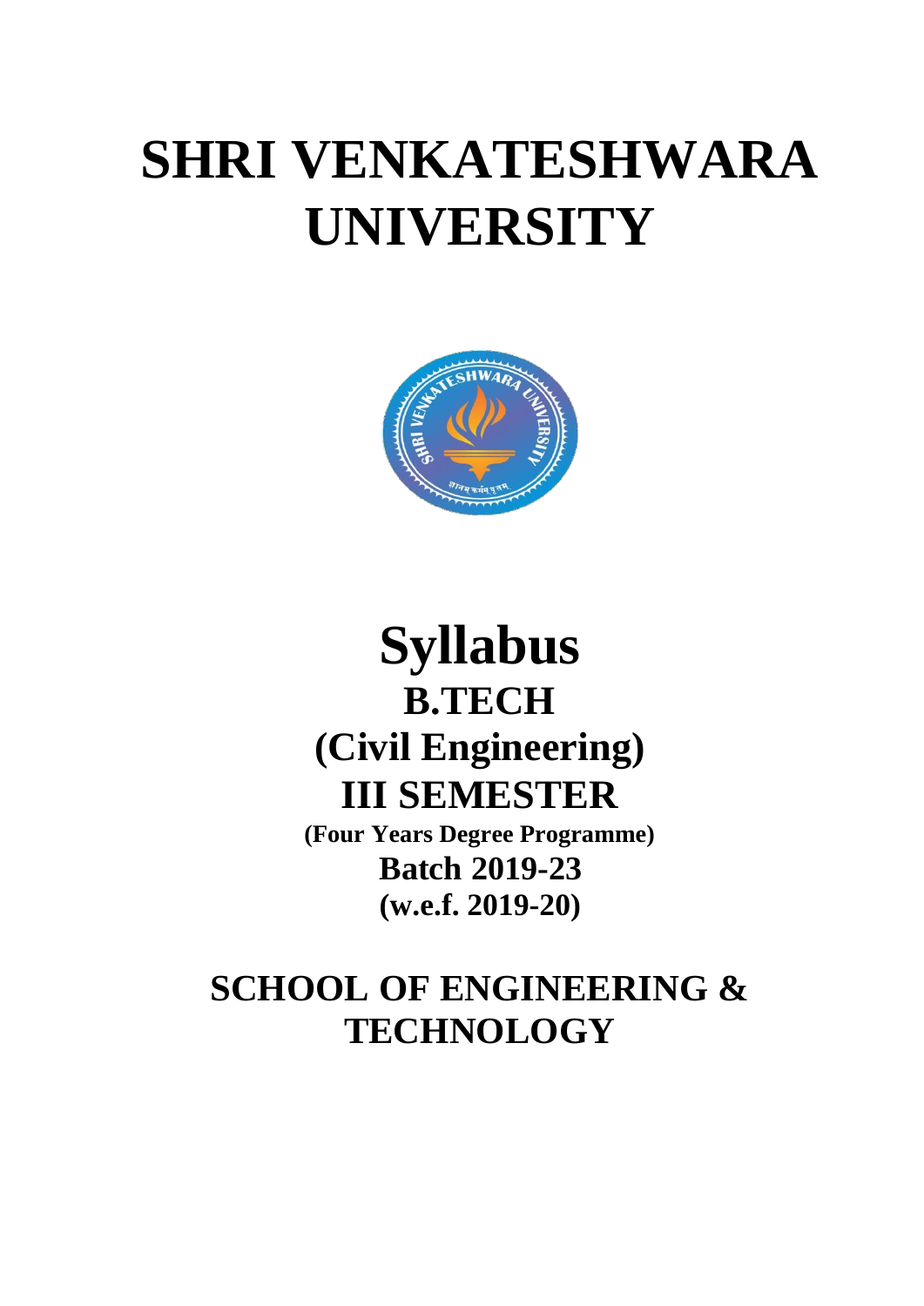# SHRI VENKATESHWARA UNIVERSITY

# Syllabus

## B.TECH

## (Civil Engineering)

## III SEMESTER

**(Four Years Degree Programme)**

**Batch 2019-23**

**(w.e.f. 2019-20)**

## SCHOOL OF ENGINEERING & TECHNOLOGY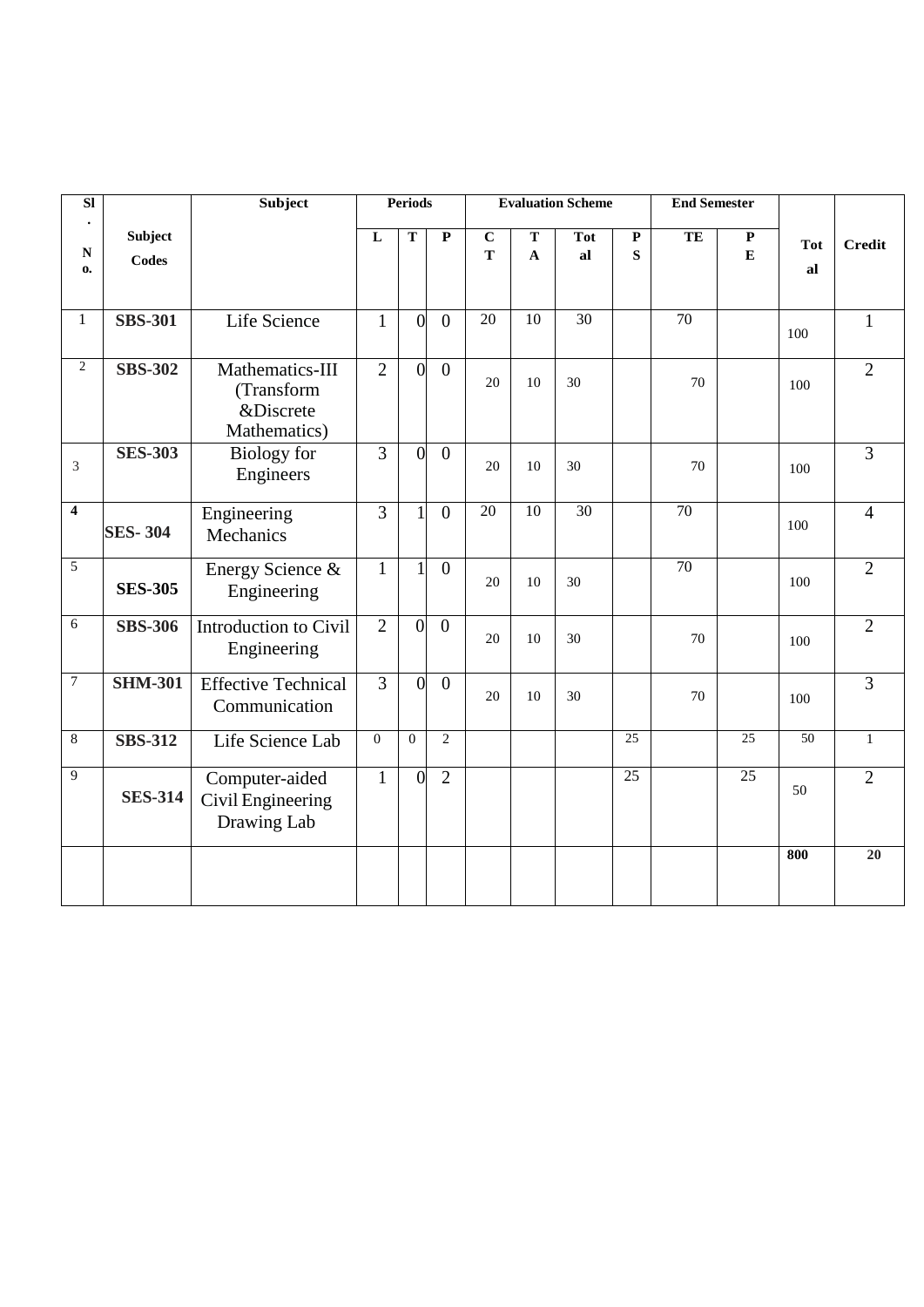| Sl. No. | Subject Codes | Subject | Periods | | | Evaluation Scheme | | | | End Semester | | Total | Credit |
|---|---|---|---|---|---|---|---|---|---|---|---|---|---|
| | | | L | T | P | CT | TA | Total | PS | TE | PE | | |
| 1 | **SBS-301** | Life Science | 1 | 0 | 0 | 20 | 10 | 30 | | 70 | | 100 | 1 |
| 2 | **SBS-302** | Mathematics-III (Transform &Discrete Mathematics) | 2 | 0 | 0 | 20 | 10 | 30 | | 70 | | 100 | 2 |
| 3 | **SES-303** | Biology for Engineers | 3 | 0 | 0 | 20 | 10 | 30 | | 70 | | 100 | 3 |
| **4** | **SES- 304** | Engineering Mechanics | 3 | 1 | 0 | 20 | 10 | 30 | | 70 | | 100 | 4 |
| 5 | **SES-305** | Energy Science & Engineering | 1 | 1 | 0 | 20 | 10 | 30 | | 70 | | 100 | 2 |
| 6 | **SBS-306** | Introduction to Civil Engineering | 2 | 0 | 0 | 20 | 10 | 30 | | 70 | | 100 | 2 |
| 7 | **SHM-301** | Effective Technical Communication | 3 | 0 | 0 | 20 | 10 | 30 | | 70 | | 100 | 3 |
| 8 | **SBS-312** | Life Science Lab | 0 | 0 | 2 | | | | 25 | | 25 | 50 | 1 |
| 9 | **SES-314** | Computer-aided Civil Engineering Drawing Lab | 1 | 0 | 2 | | | | 25 | | 25 | 50 | 2 |
| | | | | | | | | | | | | **800** | **20** |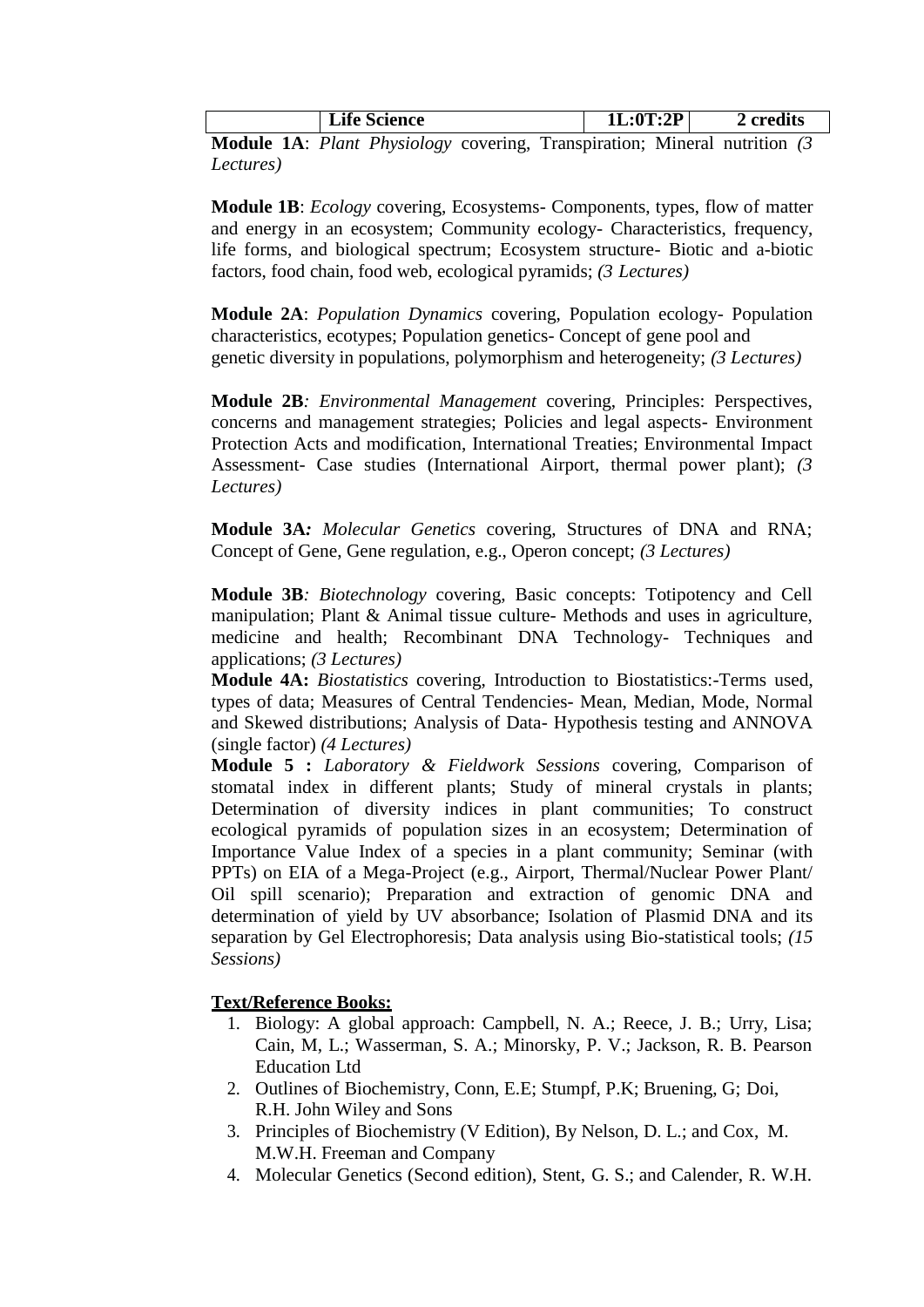| | Life Science | 1L:0T:2P | 2 credits |
|---|---|---|---|

**Module 1A**: *Plant Physiology* covering, Transpiration; Mineral nutrition *(3 Lectures)*

**Module 1B**: *Ecology* covering, Ecosystems- Components, types, flow of matter and energy in an ecosystem; Community ecology- Characteristics, frequency, life forms, and biological spectrum; Ecosystem structure- Biotic and a-biotic factors, food chain, food web, ecological pyramids; *(3 Lectures)*

**Module 2A**: *Population Dynamics* covering, Population ecology- Population characteristics, ecotypes; Population genetics- Concept of gene pool and genetic diversity in populations, polymorphism and heterogeneity; *(3 Lectures)*

**Module 2B**: *Environmental Management* covering, Principles: Perspectives, concerns and management strategies; Policies and legal aspects- Environment Protection Acts and modification, International Treaties; Environmental Impact Assessment- Case studies (International Airport, thermal power plant); *(3 Lectures)*

**Module 3A**: *Molecular Genetics* covering, Structures of DNA and RNA; Concept of Gene, Gene regulation, e.g., Operon concept; *(3 Lectures)*

**Module 3B**: *Biotechnology* covering, Basic concepts: Totipotency and Cell manipulation; Plant & Animal tissue culture- Methods and uses in agriculture, medicine and health; Recombinant DNA Technology- Techniques and applications; *(3 Lectures)*

**Module 4A:** *Biostatistics* covering, Introduction to Biostatistics:-Terms used, types of data; Measures of Central Tendencies- Mean, Median, Mode, Normal and Skewed distributions; Analysis of Data- Hypothesis testing and ANNOVA (single factor) *(4 Lectures)*

**Module 5 :** *Laboratory & Fieldwork Sessions* covering, Comparison of stomatal index in different plants; Study of mineral crystals in plants; Determination of diversity indices in plant communities; To construct ecological pyramids of population sizes in an ecosystem; Determination of Importance Value Index of a species in a plant community; Seminar (with PPTs) on EIA of a Mega-Project (e.g., Airport, Thermal/Nuclear Power Plant/ Oil spill scenario); Preparation and extraction of genomic DNA and determination of yield by UV absorbance; Isolation of Plasmid DNA and its separation by Gel Electrophoresis; Data analysis using Bio-statistical tools; *(15 Sessions)*

**Text/Reference Books:**

1. Biology: A global approach: Campbell, N. A.; Reece, J. B.; Urry, Lisa; Cain, M, L.; Wasserman, S. A.; Minorsky, P. V.; Jackson, R. B. Pearson Education Ltd
2. Outlines of Biochemistry, Conn, E.E; Stumpf, P.K; Bruening, G; Doi, R.H. John Wiley and Sons
3. Principles of Biochemistry (V Edition), By Nelson, D. L.; and Cox, M. M.W.H. Freeman and Company
4. Molecular Genetics (Second edition), Stent, G. S.; and Calender, R. W.H.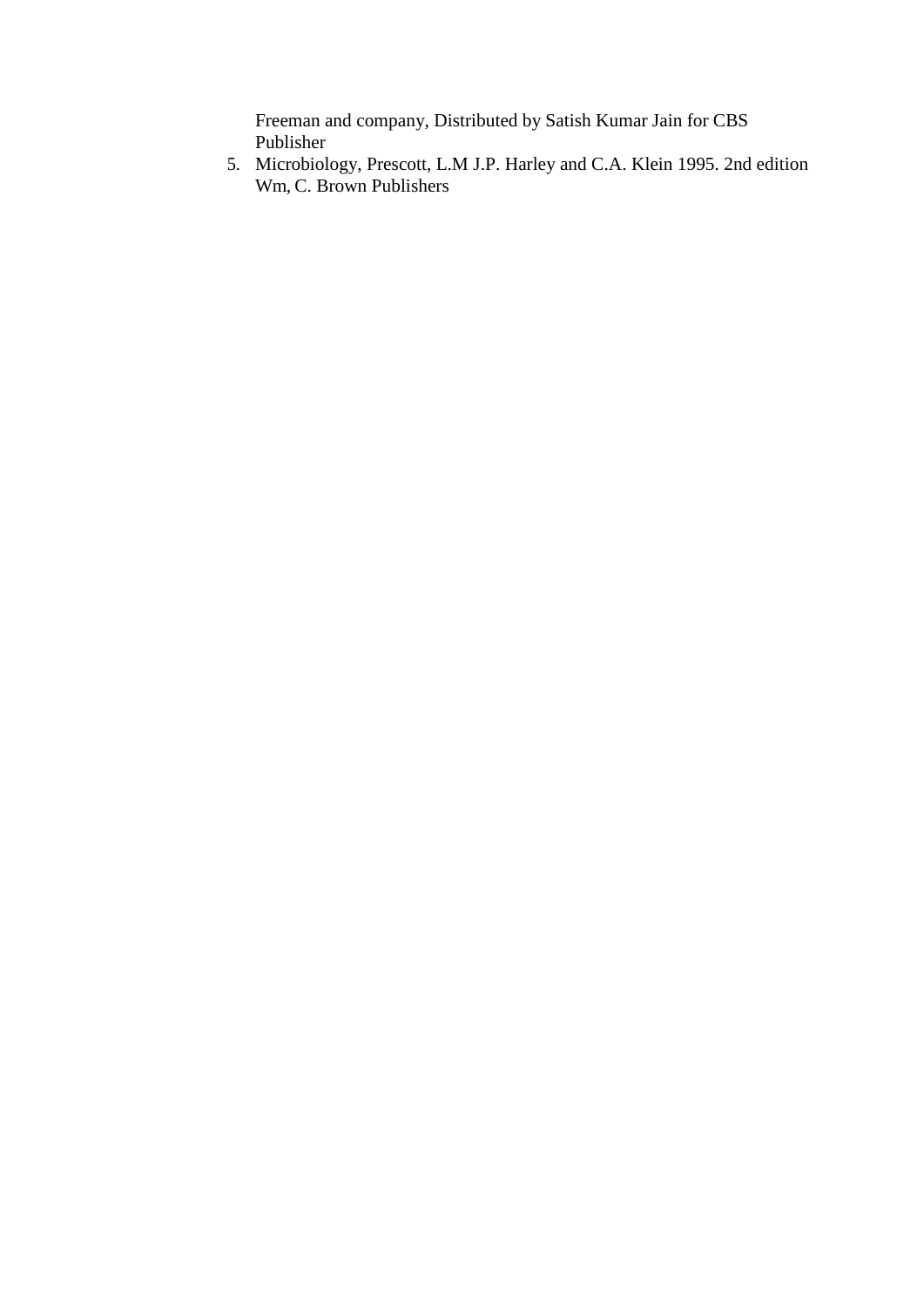Freeman and company, Distributed by Satish Kumar Jain for CBS Publisher

5. Microbiology, Prescott, L.M J.P. Harley and C.A. Klein 1995. 2nd edition Wm, C. Brown Publishers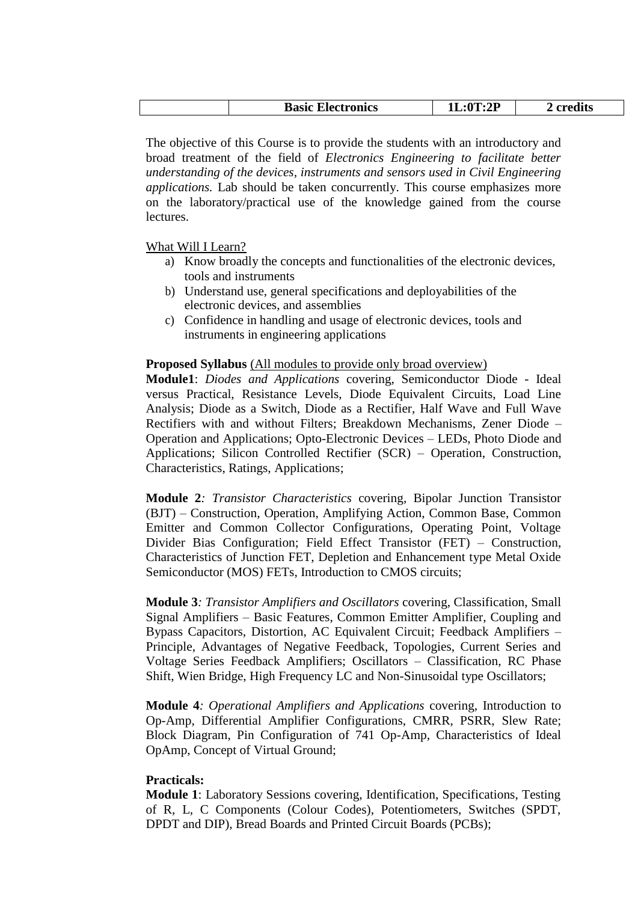| | Basic Electronics | 1L:0T:2P | 2 credits |
|---|---|---|---|

The objective of this Course is to provide the students with an introductory and broad treatment of the field of *Electronics Engineering to facilitate better understanding of the devices, instruments and sensors used in Civil Engineering applications.* Lab should be taken concurrently. This course emphasizes more on the laboratory/practical use of the knowledge gained from the course lectures.

What Will I Learn?

a) Know broadly the concepts and functionalities of the electronic devices, tools and instruments
b) Understand use, general specifications and deployabilities of the electronic devices, and assemblies
c) Confidence in handling and usage of electronic devices, tools and instruments in engineering applications

**Proposed Syllabus** (All modules to provide only broad overview)

**Module1**: *Diodes and Applications* covering, Semiconductor Diode - Ideal versus Practical, Resistance Levels, Diode Equivalent Circuits, Load Line Analysis; Diode as a Switch, Diode as a Rectifier, Half Wave and Full Wave Rectifiers with and without Filters; Breakdown Mechanisms, Zener Diode – Operation and Applications; Opto-Electronic Devices – LEDs, Photo Diode and Applications; Silicon Controlled Rectifier (SCR) – Operation, Construction, Characteristics, Ratings, Applications;

**Module 2**: *Transistor Characteristics* covering, Bipolar Junction Transistor (BJT) – Construction, Operation, Amplifying Action, Common Base, Common Emitter and Common Collector Configurations, Operating Point, Voltage Divider Bias Configuration; Field Effect Transistor (FET) – Construction, Characteristics of Junction FET, Depletion and Enhancement type Metal Oxide Semiconductor (MOS) FETs, Introduction to CMOS circuits;

**Module 3**: *Transistor Amplifiers and Oscillators* covering, Classification, Small Signal Amplifiers – Basic Features, Common Emitter Amplifier, Coupling and Bypass Capacitors, Distortion, AC Equivalent Circuit; Feedback Amplifiers – Principle, Advantages of Negative Feedback, Topologies, Current Series and Voltage Series Feedback Amplifiers; Oscillators – Classification, RC Phase Shift, Wien Bridge, High Frequency LC and Non-Sinusoidal type Oscillators;

**Module 4**: *Operational Amplifiers and Applications* covering, Introduction to Op-Amp, Differential Amplifier Configurations, CMRR, PSRR, Slew Rate; Block Diagram, Pin Configuration of 741 Op-Amp, Characteristics of Ideal OpAmp, Concept of Virtual Ground;

**Practicals:**

**Module 1**: Laboratory Sessions covering, Identification, Specifications, Testing of R, L, C Components (Colour Codes), Potentiometers, Switches (SPDT, DPDT and DIP), Bread Boards and Printed Circuit Boards (PCBs);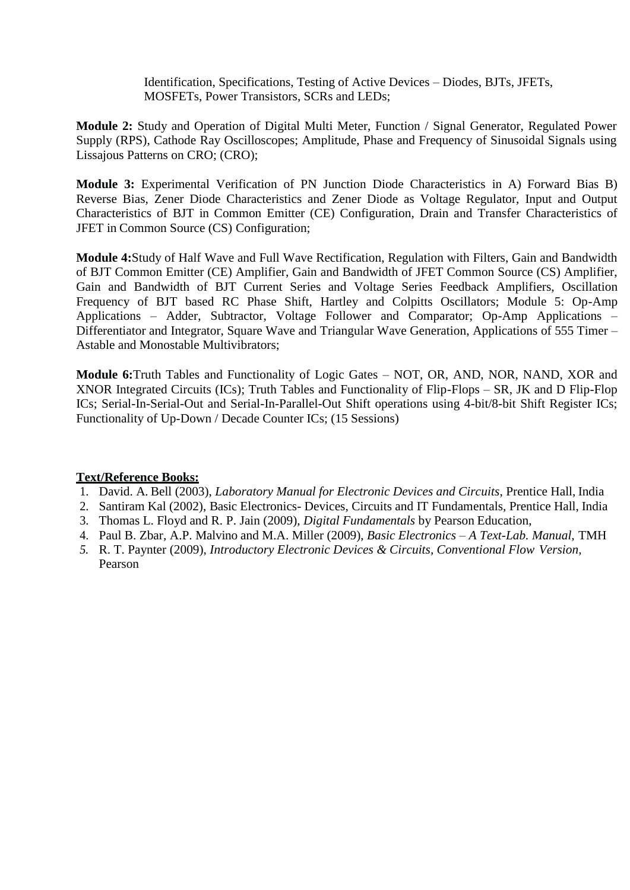Identification, Specifications, Testing of Active Devices – Diodes, BJTs, JFETs, MOSFETs, Power Transistors, SCRs and LEDs;

**Module 2:** Study and Operation of Digital Multi Meter, Function / Signal Generator, Regulated Power Supply (RPS), Cathode Ray Oscilloscopes; Amplitude, Phase and Frequency of Sinusoidal Signals using Lissajous Patterns on CRO; (CRO);

**Module 3:** Experimental Verification of PN Junction Diode Characteristics in A) Forward Bias B) Reverse Bias, Zener Diode Characteristics and Zener Diode as Voltage Regulator, Input and Output Characteristics of BJT in Common Emitter (CE) Configuration, Drain and Transfer Characteristics of JFET in Common Source (CS) Configuration;

**Module 4:**Study of Half Wave and Full Wave Rectification, Regulation with Filters, Gain and Bandwidth of BJT Common Emitter (CE) Amplifier, Gain and Bandwidth of JFET Common Source (CS) Amplifier, Gain and Bandwidth of BJT Current Series and Voltage Series Feedback Amplifiers, Oscillation Frequency of BJT based RC Phase Shift, Hartley and Colpitts Oscillators; Module 5: Op-Amp Applications – Adder, Subtractor, Voltage Follower and Comparator; Op-Amp Applications – Differentiator and Integrator, Square Wave and Triangular Wave Generation, Applications of 555 Timer – Astable and Monostable Multivibrators;

**Module 6:**Truth Tables and Functionality of Logic Gates – NOT, OR, AND, NOR, NAND, XOR and XNOR Integrated Circuits (ICs); Truth Tables and Functionality of Flip-Flops – SR, JK and D Flip-Flop ICs; Serial-In-Serial-Out and Serial-In-Parallel-Out Shift operations using 4-bit/8-bit Shift Register ICs; Functionality of Up-Down / Decade Counter ICs; (15 Sessions)

**Text/Reference Books:**

1. David. A. Bell (2003), *Laboratory Manual for Electronic Devices and Circuits*, Prentice Hall, India
2. Santiram Kal (2002), Basic Electronics- Devices, Circuits and IT Fundamentals, Prentice Hall, India
3. Thomas L. Floyd and R. P. Jain (2009), *Digital Fundamentals* by Pearson Education,
4. Paul B. Zbar, A.P. Malvino and M.A. Miller (2009), *Basic Electronics – A Text-Lab. Manual*, TMH
5. R. T. Paynter (2009), *Introductory Electronic Devices & Circuits, Conventional Flow Version*, Pearson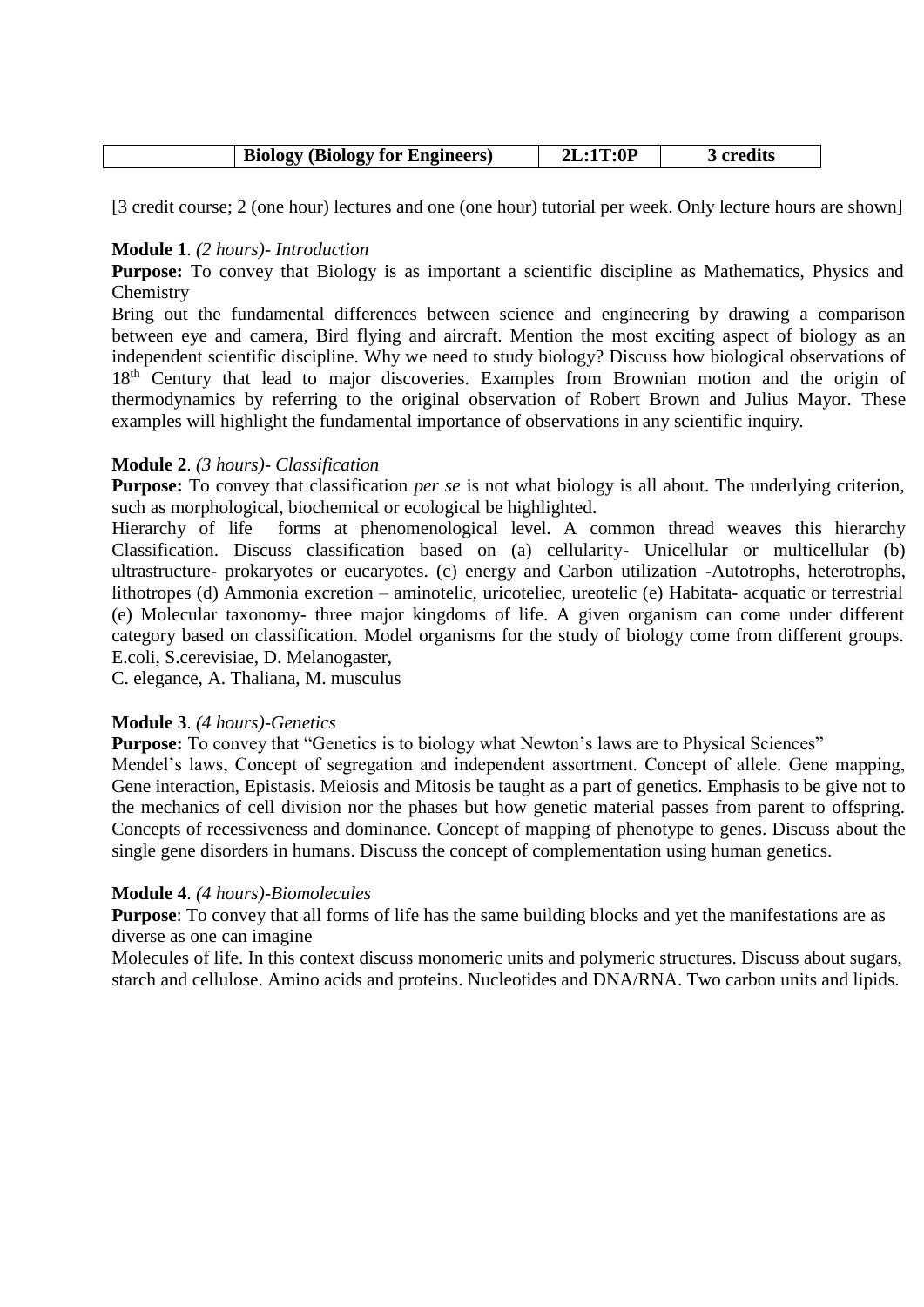| | **Biology (Biology for Engineers)** | **2L:1T:0P** | **3 credits** |
|---|---|---|---|

[3 credit course; 2 (one hour) lectures and one (one hour) tutorial per week. Only lecture hours are shown]

**Module 1**. *(2 hours)- Introduction*

**Purpose:** To convey that Biology is as important a scientific discipline as Mathematics, Physics and Chemistry

Bring out the fundamental differences between science and engineering by drawing a comparison between eye and camera, Bird flying and aircraft. Mention the most exciting aspect of biology as an independent scientific discipline. Why we need to study biology? Discuss how biological observations of 18th Century that lead to major discoveries. Examples from Brownian motion and the origin of thermodynamics by referring to the original observation of Robert Brown and Julius Mayor. These examples will highlight the fundamental importance of observations in any scientific inquiry.

**Module 2**. *(3 hours)- Classification*

**Purpose:** To convey that classification *per se* is not what biology is all about. The underlying criterion, such as morphological, biochemical or ecological be highlighted.

Hierarchy of life forms at phenomenological level. A common thread weaves this hierarchy Classification. Discuss classification based on (a) cellularity- Unicellular or multicellular (b) ultrastructure- prokaryotes or eucaryotes. (c) energy and Carbon utilization -Autotrophs, heterotrophs, lithotropes (d) Ammonia excretion – aminotelic, uricoteliec, ureotelic (e) Habitata- acquatic or terrestrial (e) Molecular taxonomy- three major kingdoms of life. A given organism can come under different category based on classification. Model organisms for the study of biology come from different groups. E.coli, S.cerevisiae, D. Melanogaster,
C. elegance, A. Thaliana, M. musculus

**Module 3**. *(4 hours)-Genetics*

**Purpose:** To convey that "Genetics is to biology what Newton's laws are to Physical Sciences"

Mendel's laws, Concept of segregation and independent assortment. Concept of allele. Gene mapping, Gene interaction, Epistasis. Meiosis and Mitosis be taught as a part of genetics. Emphasis to be give not to the mechanics of cell division nor the phases but how genetic material passes from parent to offspring. Concepts of recessiveness and dominance. Concept of mapping of phenotype to genes. Discuss about the single gene disorders in humans. Discuss the concept of complementation using human genetics.

**Module 4**. *(4 hours)-Biomolecules*

**Purpose**: To convey that all forms of life has the same building blocks and yet the manifestations are as diverse as one can imagine

Molecules of life. In this context discuss monomeric units and polymeric structures. Discuss about sugars, starch and cellulose. Amino acids and proteins. Nucleotides and DNA/RNA. Two carbon units and lipids.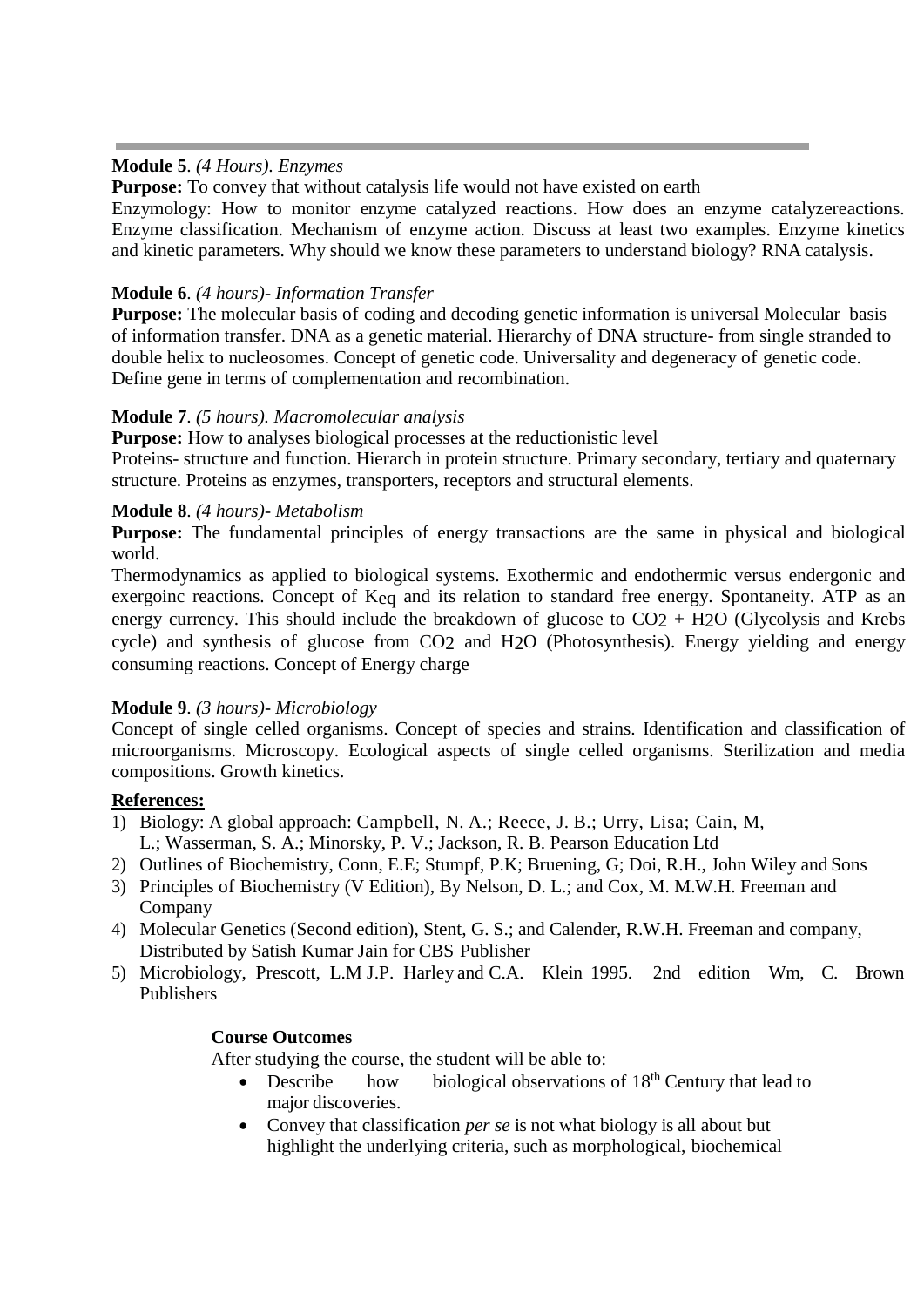**Module 5**. *(4 Hours). Enzymes*

**Purpose:** To convey that without catalysis life would not have existed on earth

Enzymology: How to monitor enzyme catalyzed reactions. How does an enzyme catalyzereactions. Enzyme classification. Mechanism of enzyme action. Discuss at least two examples. Enzyme kinetics and kinetic parameters. Why should we know these parameters to understand biology? RNA catalysis.

**Module 6**. *(4 hours)- Information Transfer*

**Purpose:** The molecular basis of coding and decoding genetic information is universal Molecular basis of information transfer. DNA as a genetic material. Hierarchy of DNA structure- from single stranded to double helix to nucleosomes. Concept of genetic code. Universality and degeneracy of genetic code. Define gene in terms of complementation and recombination.

**Module 7**. *(5 hours). Macromolecular analysis*

**Purpose:** How to analyses biological processes at the reductionistic level

Proteins- structure and function. Hierarch in protein structure. Primary secondary, tertiary and quaternary structure. Proteins as enzymes, transporters, receptors and structural elements.

**Module 8**. *(4 hours)- Metabolism*

**Purpose:** The fundamental principles of energy transactions are the same in physical and biological world.

Thermodynamics as applied to biological systems. Exothermic and endothermic versus endergonic and exergoinc reactions. Concept of $K_{eq}$ and its relation to standard free energy. Spontaneity. ATP as an energy currency. This should include the breakdown of glucose to $CO_2$ + $H_2O$ (Glycolysis and Krebs cycle) and synthesis of glucose from $CO_2$ and $H_2O$ (Photosynthesis). Energy yielding and energy consuming reactions. Concept of Energy charge

**Module 9**. *(3 hours)- Microbiology*

Concept of single celled organisms. Concept of species and strains. Identification and classification of microorganisms. Microscopy. Ecological aspects of single celled organisms. Sterilization and media compositions. Growth kinetics.

**<u>References:</u>**

1) Biology: A global approach: Campbell, N. A.; Reece, J. B.; Urry, Lisa; Cain, M, L.; Wasserman, S. A.; Minorsky, P. V.; Jackson, R. B. Pearson Education Ltd
2) Outlines of Biochemistry, Conn, E.E; Stumpf, P.K; Bruening, G; Doi, R.H., John Wiley and Sons
3) Principles of Biochemistry (V Edition), By Nelson, D. L.; and Cox, M. M.W.H. Freeman and Company
4) Molecular Genetics (Second edition), Stent, G. S.; and Calender, R.W.H. Freeman and company, Distributed by Satish Kumar Jain for CBS Publisher
5) Microbiology, Prescott, L.M J.P. Harley and C.A. Klein 1995. 2nd edition Wm, C. Brown Publishers

**Course Outcomes**

After studying the course, the student will be able to:

- Describe how biological observations of 18th Century that lead to major discoveries.
- Convey that classification *per se* is not what biology is all about but highlight the underlying criteria, such as morphological, biochemical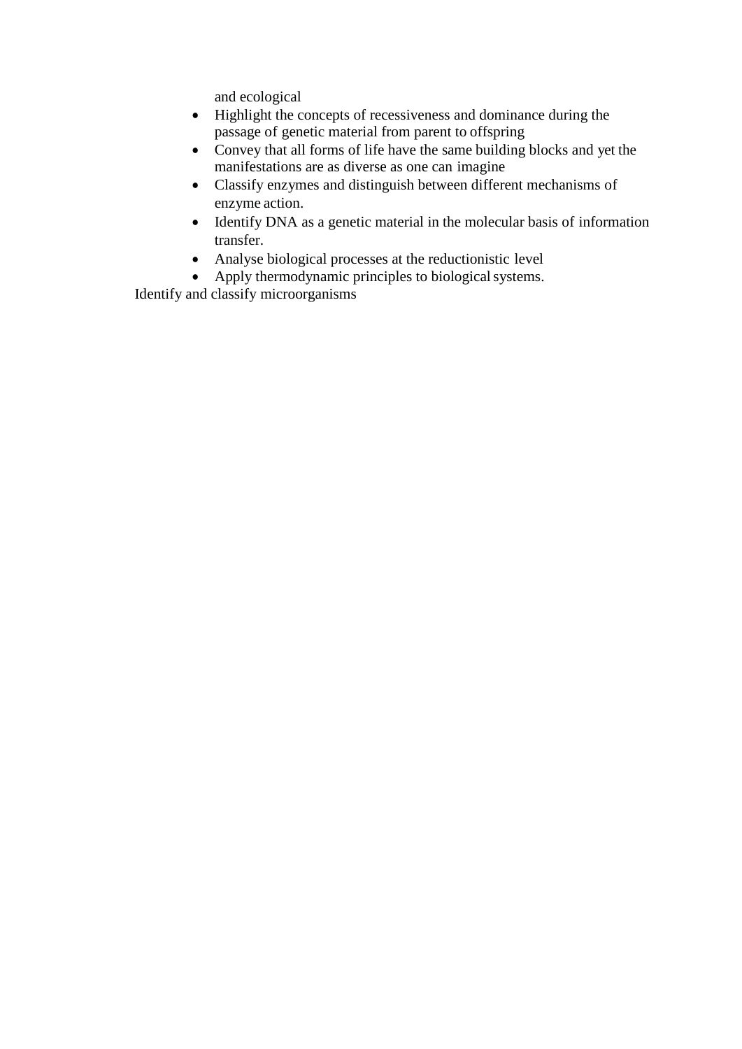and ecological

- Highlight the concepts of recessiveness and dominance during the passage of genetic material from parent to offspring
- Convey that all forms of life have the same building blocks and yet the manifestations are as diverse as one can imagine
- Classify enzymes and distinguish between different mechanisms of enzyme action.
- Identify DNA as a genetic material in the molecular basis of information transfer.
- Analyse biological processes at the reductionistic level
- Apply thermodynamic principles to biological systems.

Identify and classify microorganisms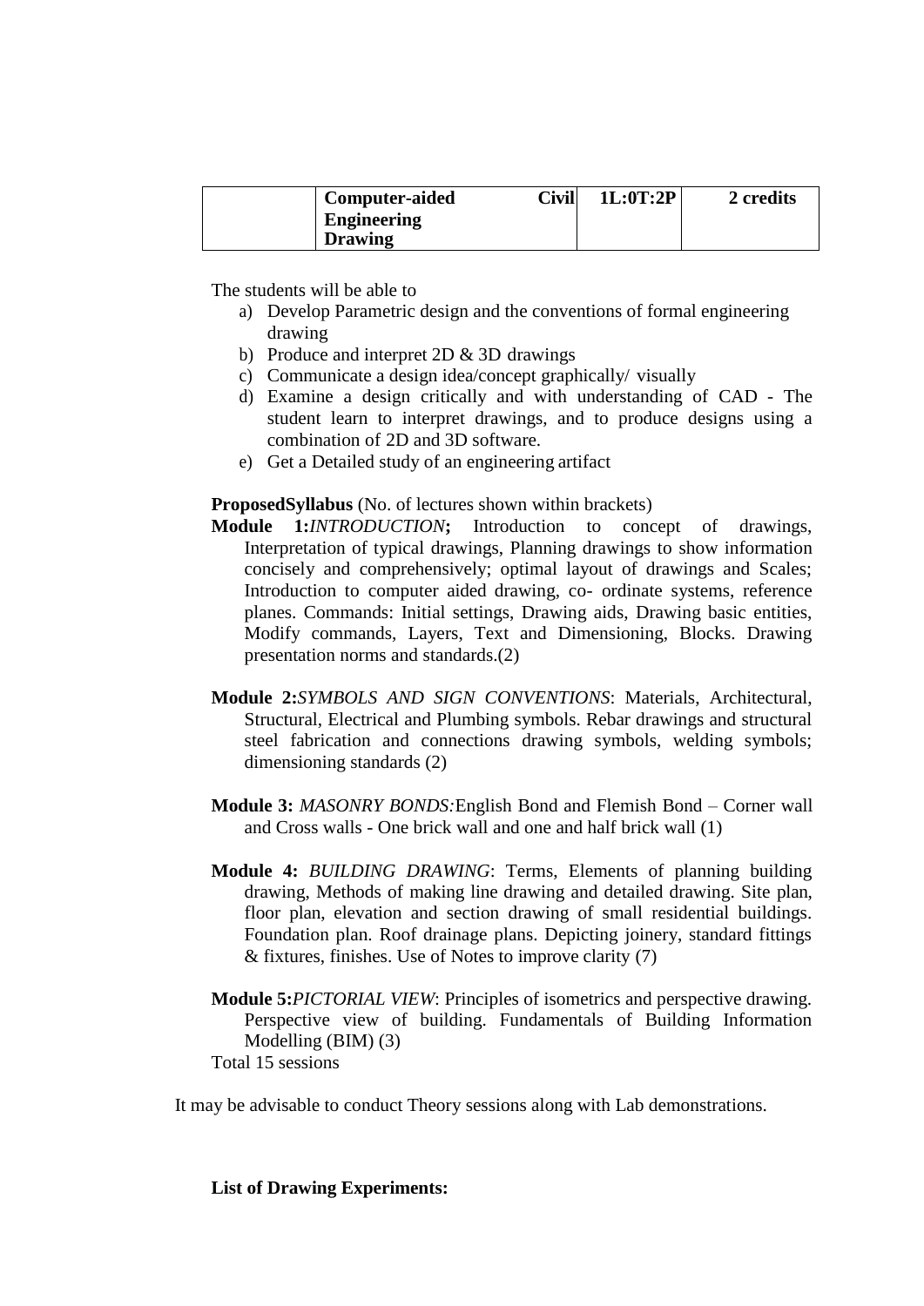|  | **Computer-aided Engineering Drawing** | **Civil** | **1L:0T:2P** | **2 credits** |
|---|---|---|---|---|

The students will be able to

a) Develop Parametric design and the conventions of formal engineering drawing
b) Produce and interpret 2D & 3D drawings
c) Communicate a design idea/concept graphically/ visually
d) Examine a design critically and with understanding of CAD - The student learn to interpret drawings, and to produce designs using a combination of 2D and 3D software.
e) Get a Detailed study of an engineering artifact

**ProposedSyllabus** (No. of lectures shown within brackets)

**Module 1:***INTRODUCTION***;** Introduction to concept of drawings, Interpretation of typical drawings, Planning drawings to show information concisely and comprehensively; optimal layout of drawings and Scales; Introduction to computer aided drawing, co- ordinate systems, reference planes. Commands: Initial settings, Drawing aids, Drawing basic entities, Modify commands, Layers, Text and Dimensioning, Blocks. Drawing presentation norms and standards.(2)

**Module 2:***SYMBOLS AND SIGN CONVENTIONS*: Materials, Architectural, Structural, Electrical and Plumbing symbols. Rebar drawings and structural steel fabrication and connections drawing symbols, welding symbols; dimensioning standards (2)

**Module 3:** *MASONRY BONDS:*English Bond and Flemish Bond – Corner wall and Cross walls - One brick wall and one and half brick wall (1)

**Module 4:** *BUILDING DRAWING*: Terms, Elements of planning building drawing, Methods of making line drawing and detailed drawing. Site plan, floor plan, elevation and section drawing of small residential buildings. Foundation plan. Roof drainage plans. Depicting joinery, standard fittings & fixtures, finishes. Use of Notes to improve clarity (7)

**Module 5:***PICTORIAL VIEW*: Principles of isometrics and perspective drawing. Perspective view of building. Fundamentals of Building Information Modelling (BIM) (3)

Total 15 sessions

It may be advisable to conduct Theory sessions along with Lab demonstrations.

**List of Drawing Experiments:**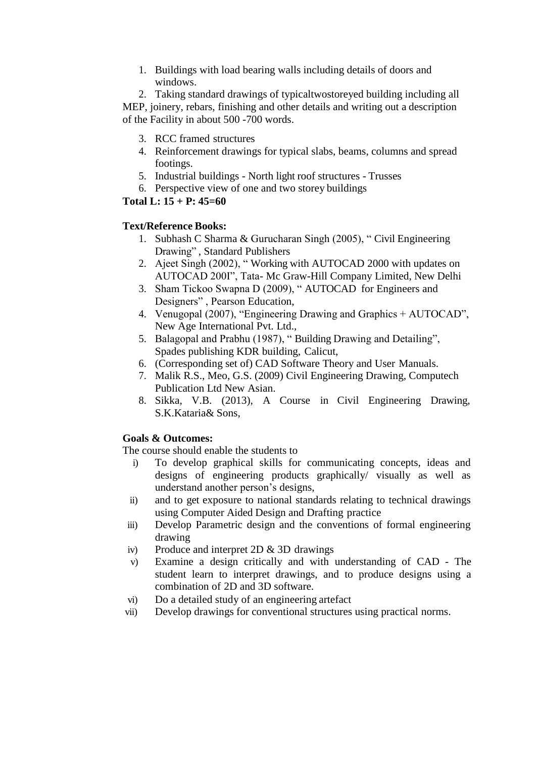1. Buildings with load bearing walls including details of doors and windows.
2. Taking standard drawings of typicaltwostoreyed building including all MEP, joinery, rebars, finishing and other details and writing out a description of the Facility in about 500 -700 words.
3. RCC framed structures
4. Reinforcement drawings for typical slabs, beams, columns and spread footings.
5. Industrial buildings - North light roof structures - Trusses
6. Perspective view of one and two storey buildings

**Total L: 15 + P: 45=60**

**Text/Reference Books:**

1. Subhash C Sharma & Gurucharan Singh (2005), " Civil Engineering Drawing" , Standard Publishers
2. Ajeet Singh (2002), " Working with AUTOCAD 2000 with updates on AUTOCAD 200I", Tata- Mc Graw-Hill Company Limited, New Delhi
3. Sham Tickoo Swapna D (2009), " AUTOCAD for Engineers and Designers" , Pearson Education,
4. Venugopal (2007), "Engineering Drawing and Graphics + AUTOCAD", New Age International Pvt. Ltd.,
5. Balagopal and Prabhu (1987), " Building Drawing and Detailing", Spades publishing KDR building, Calicut,
6. (Corresponding set of) CAD Software Theory and User Manuals.
7. Malik R.S., Meo, G.S. (2009) Civil Engineering Drawing, Computech Publication Ltd New Asian.
8. Sikka, V.B. (2013), A Course in Civil Engineering Drawing, S.K.Kataria& Sons,

**Goals & Outcomes:**

The course should enable the students to

i) To develop graphical skills for communicating concepts, ideas and designs of engineering products graphically/ visually as well as understand another person's designs,
ii) and to get exposure to national standards relating to technical drawings using Computer Aided Design and Drafting practice
iii) Develop Parametric design and the conventions of formal engineering drawing
iv) Produce and interpret 2D & 3D drawings
v) Examine a design critically and with understanding of CAD - The student learn to interpret drawings, and to produce designs using a combination of 2D and 3D software.
vi) Do a detailed study of an engineering artefact
vii) Develop drawings for conventional structures using practical norms.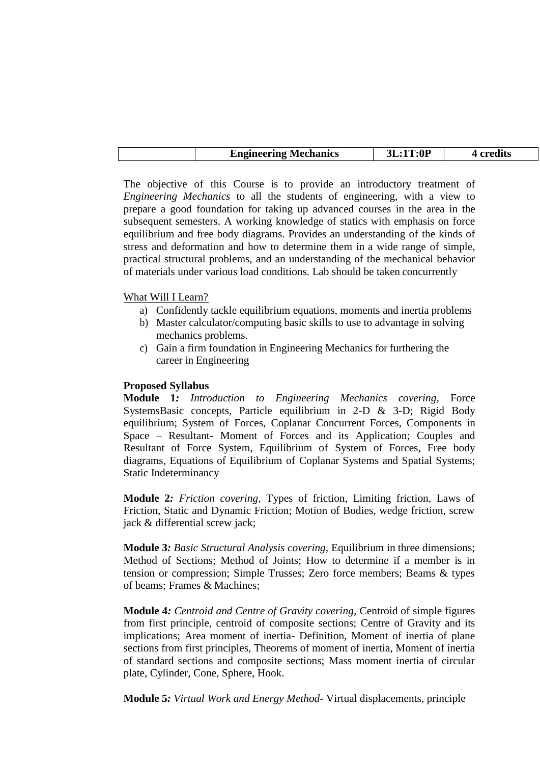|  | **Engineering Mechanics** | **3L:1T:0P** | **4 credits** |
|---|---|---|---|

The objective of this Course is to provide an introductory treatment of *Engineering Mechanics* to all the students of engineering, with a view to prepare a good foundation for taking up advanced courses in the area in the subsequent semesters. A working knowledge of statics with emphasis on force equilibrium and free body diagrams. Provides an understanding of the kinds of stress and deformation and how to determine them in a wide range of simple, practical structural problems, and an understanding of the mechanical behavior of materials under various load conditions. Lab should be taken concurrently

<u>What Will I Learn?</u>

a) Confidently tackle equilibrium equations, moments and inertia problems
b) Master calculator/computing basic skills to use to advantage in solving mechanics problems.
c) Gain a firm foundation in Engineering Mechanics for furthering the career in Engineering

**Proposed Syllabus**

**Module 1***: Introduction to Engineering Mechanics covering*, Force SystemsBasic concepts, Particle equilibrium in 2-D & 3-D; Rigid Body equilibrium; System of Forces, Coplanar Concurrent Forces, Components in Space – Resultant- Moment of Forces and its Application; Couples and Resultant of Force System, Equilibrium of System of Forces, Free body diagrams, Equations of Equilibrium of Coplanar Systems and Spatial Systems; Static Indeterminancy

**Module 2***: Friction covering*, Types of friction, Limiting friction, Laws of Friction, Static and Dynamic Friction; Motion of Bodies, wedge friction, screw jack & differential screw jack;

**Module 3***: Basic Structural Analysis covering*, Equilibrium in three dimensions; Method of Sections; Method of Joints; How to determine if a member is in tension or compression; Simple Trusses; Zero force members; Beams & types of beams; Frames & Machines;

**Module 4***: Centroid and Centre of Gravity covering*, Centroid of simple figures from first principle, centroid of composite sections; Centre of Gravity and its implications; Area moment of inertia- Definition, Moment of inertia of plane sections from first principles, Theorems of moment of inertia, Moment of inertia of standard sections and composite sections; Mass moment inertia of circular plate, Cylinder, Cone, Sphere, Hook.

**Module 5***: Virtual Work and Energy Method*- Virtual displacements, principle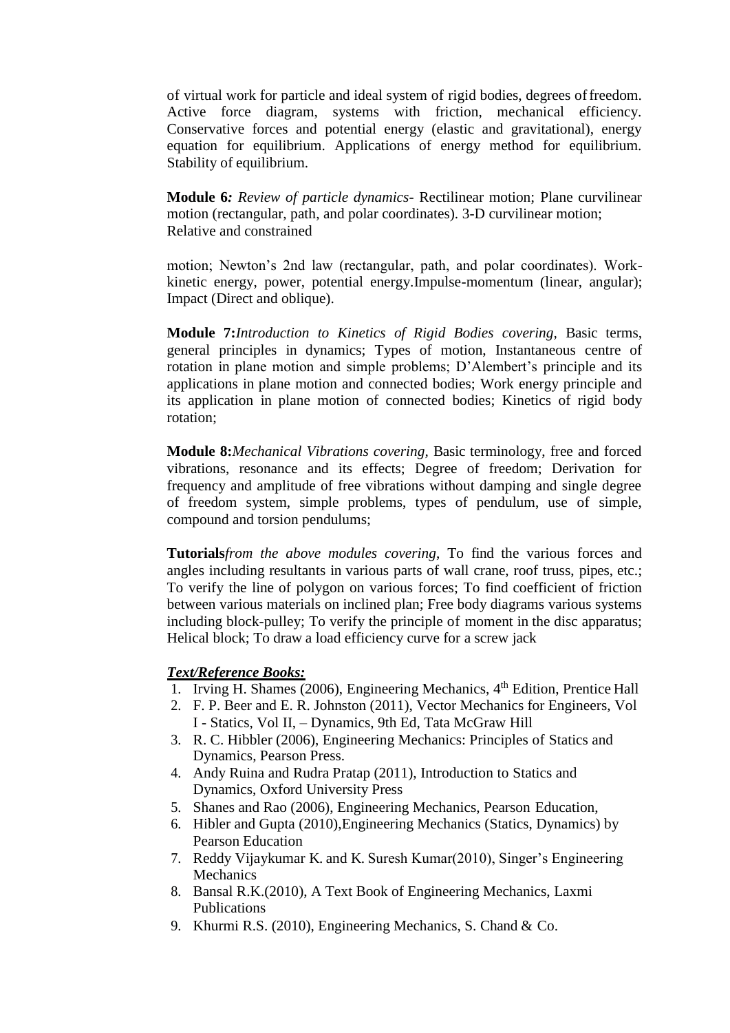of virtual work for particle and ideal system of rigid bodies, degrees of freedom. Active force diagram, systems with friction, mechanical efficiency. Conservative forces and potential energy (elastic and gravitational), energy equation for equilibrium. Applications of energy method for equilibrium. Stability of equilibrium.

**Module 6***: Review of particle dynamics*- Rectilinear motion; Plane curvilinear motion (rectangular, path, and polar coordinates). 3-D curvilinear motion; Relative and constrained

motion; Newton's 2nd law (rectangular, path, and polar coordinates). Work-kinetic energy, power, potential energy.Impulse-momentum (linear, angular); Impact (Direct and oblique).

**Module 7:***Introduction to Kinetics of Rigid Bodies covering,* Basic terms, general principles in dynamics; Types of motion, Instantaneous centre of rotation in plane motion and simple problems; D'Alembert's principle and its applications in plane motion and connected bodies; Work energy principle and its application in plane motion of connected bodies; Kinetics of rigid body rotation;

**Module 8:***Mechanical Vibrations covering,* Basic terminology, free and forced vibrations, resonance and its effects; Degree of freedom; Derivation for frequency and amplitude of free vibrations without damping and single degree of freedom system, simple problems, types of pendulum, use of simple, compound and torsion pendulums;

**Tutorials***from the above modules covering*, To find the various forces and angles including resultants in various parts of wall crane, roof truss, pipes, etc.; To verify the line of polygon on various forces; To find coefficient of friction between various materials on inclined plan; Free body diagrams various systems including block-pulley; To verify the principle of moment in the disc apparatus; Helical block; To draw a load efficiency curve for a screw jack

***Text/Reference Books:***

1. Irving H. Shames (2006), Engineering Mechanics, 4th Edition, Prentice Hall
2. F. P. Beer and E. R. Johnston (2011), Vector Mechanics for Engineers, Vol I - Statics, Vol II, – Dynamics, 9th Ed, Tata McGraw Hill
3. R. C. Hibbler (2006), Engineering Mechanics: Principles of Statics and Dynamics, Pearson Press.
4. Andy Ruina and Rudra Pratap (2011), Introduction to Statics and Dynamics, Oxford University Press
5. Shanes and Rao (2006), Engineering Mechanics, Pearson Education,
6. Hibler and Gupta (2010),Engineering Mechanics (Statics, Dynamics) by Pearson Education
7. Reddy Vijaykumar K. and K. Suresh Kumar(2010), Singer's Engineering Mechanics
8. Bansal R.K.(2010), A Text Book of Engineering Mechanics, Laxmi Publications
9. Khurmi R.S. (2010), Engineering Mechanics, S. Chand & Co.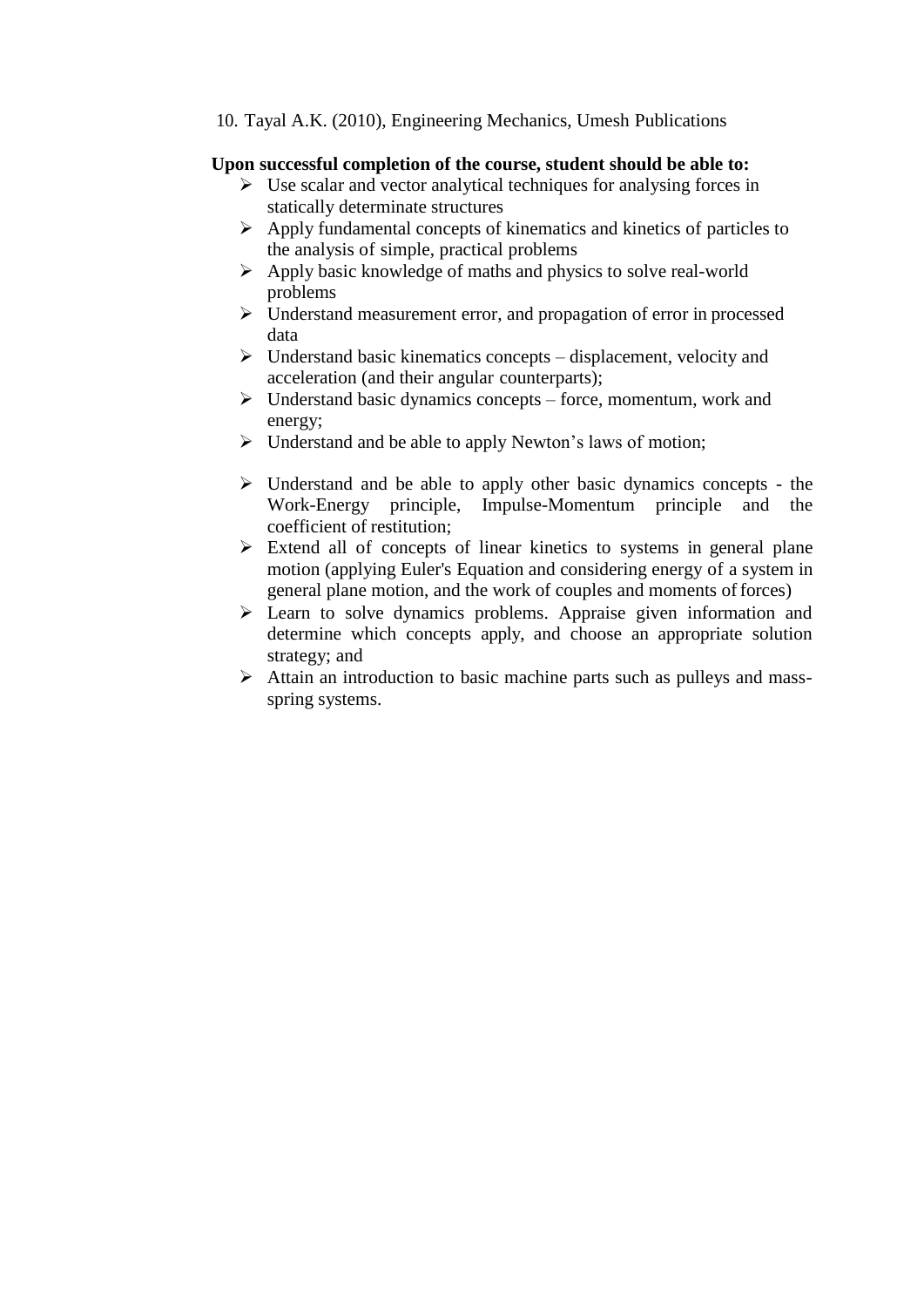10. Tayal A.K. (2010), Engineering Mechanics, Umesh Publications

**Upon successful completion of the course, student should be able to:**

- Use scalar and vector analytical techniques for analysing forces in statically determinate structures
- Apply fundamental concepts of kinematics and kinetics of particles to the analysis of simple, practical problems
- Apply basic knowledge of maths and physics to solve real-world problems
- Understand measurement error, and propagation of error in processed data
- Understand basic kinematics concepts – displacement, velocity and acceleration (and their angular counterparts);
- Understand basic dynamics concepts – force, momentum, work and energy;
- Understand and be able to apply Newton's laws of motion;
- Understand and be able to apply other basic dynamics concepts - the Work-Energy principle, Impulse-Momentum principle and the coefficient of restitution;
- Extend all of concepts of linear kinetics to systems in general plane motion (applying Euler's Equation and considering energy of a system in general plane motion, and the work of couples and moments of forces)
- Learn to solve dynamics problems. Appraise given information and determine which concepts apply, and choose an appropriate solution strategy; and
- Attain an introduction to basic machine parts such as pulleys and mass-spring systems.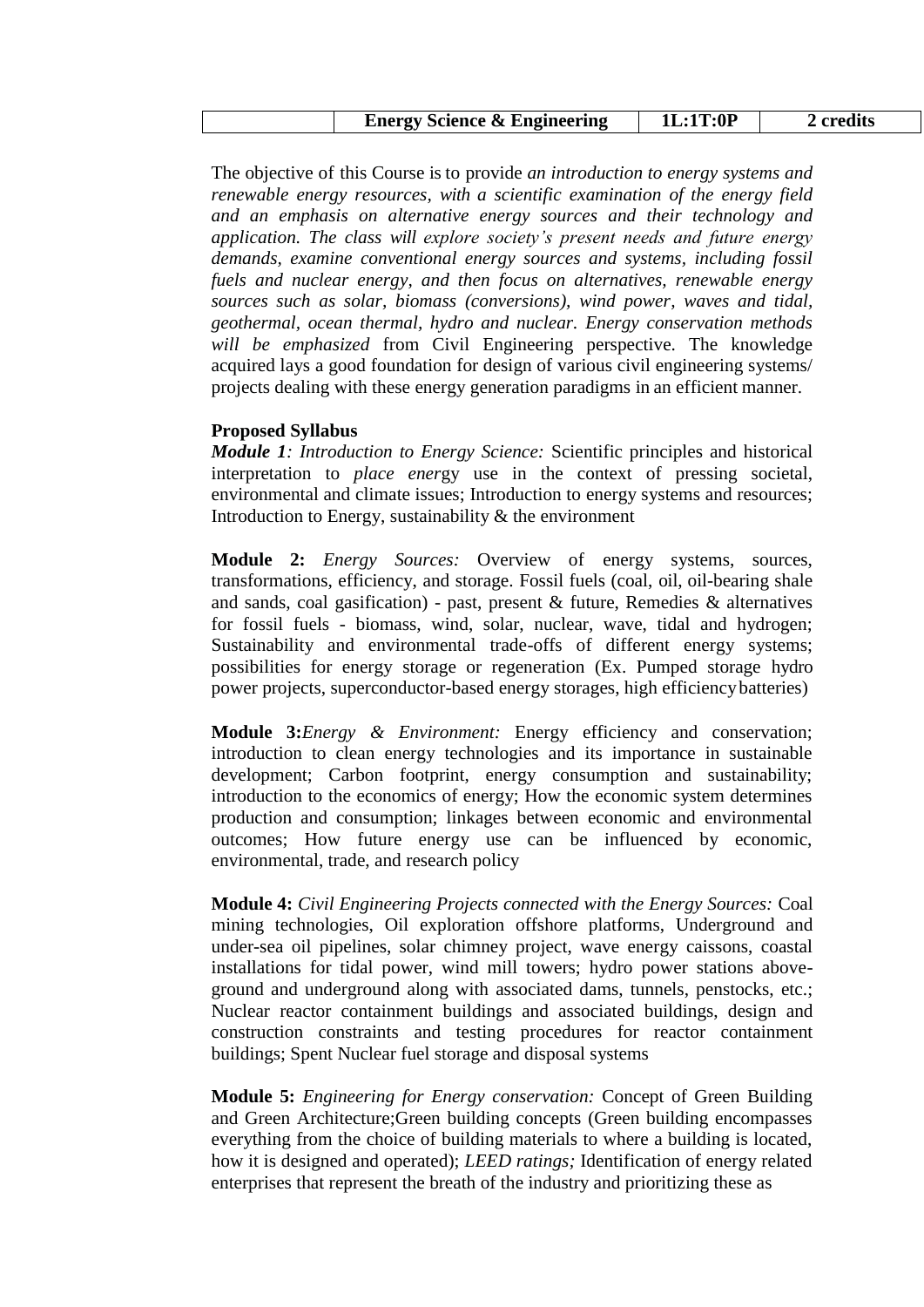| | Energy Science & Engineering | 1L:1T:0P | 2 credits |
|---|---|---|---|

The objective of this Course is to provide *an introduction to energy systems and renewable energy resources, with a scientific examination of the energy field and an emphasis on alternative energy sources and their technology and application. The class will explore society's present needs and future energy demands, examine conventional energy sources and systems, including fossil fuels and nuclear energy, and then focus on alternatives, renewable energy sources such as solar, biomass (conversions), wind power, waves and tidal, geothermal, ocean thermal, hydro and nuclear. Energy conservation methods will be emphasized* from Civil Engineering perspective. The knowledge acquired lays a good foundation for design of various civil engineering systems/ projects dealing with these energy generation paradigms in an efficient manner.

**Proposed Syllabus**

***Module 1****: Introduction to Energy Science:* Scientific principles and historical interpretation to *place ener*gy use in the context of pressing societal, environmental and climate issues; Introduction to energy systems and resources; Introduction to Energy, sustainability & the environment

**Module 2:** *Energy Sources:* Overview of energy systems, sources, transformations, efficiency, and storage. Fossil fuels (coal, oil, oil-bearing shale and sands, coal gasification) - past, present & future, Remedies & alternatives for fossil fuels - biomass, wind, solar, nuclear, wave, tidal and hydrogen; Sustainability and environmental trade-offs of different energy systems; possibilities for energy storage or regeneration (Ex. Pumped storage hydro power projects, superconductor-based energy storages, high efficiency batteries)

**Module 3:***Energy & Environment:* Energy efficiency and conservation; introduction to clean energy technologies and its importance in sustainable development; Carbon footprint, energy consumption and sustainability; introduction to the economics of energy; How the economic system determines production and consumption; linkages between economic and environmental outcomes; How future energy use can be influenced by economic, environmental, trade, and research policy

**Module 4:** *Civil Engineering Projects connected with the Energy Sources:* Coal mining technologies, Oil exploration offshore platforms, Underground and under-sea oil pipelines, solar chimney project, wave energy caissons, coastal installations for tidal power, wind mill towers; hydro power stations above-ground and underground along with associated dams, tunnels, penstocks, etc.; Nuclear reactor containment buildings and associated buildings, design and construction constraints and testing procedures for reactor containment buildings; Spent Nuclear fuel storage and disposal systems

**Module 5:** *Engineering for Energy conservation:* Concept of Green Building and Green Architecture;Green building concepts (Green building encompasses everything from the choice of building materials to where a building is located, how it is designed and operated); *LEED ratings;* Identification of energy related enterprises that represent the breath of the industry and prioritizing these as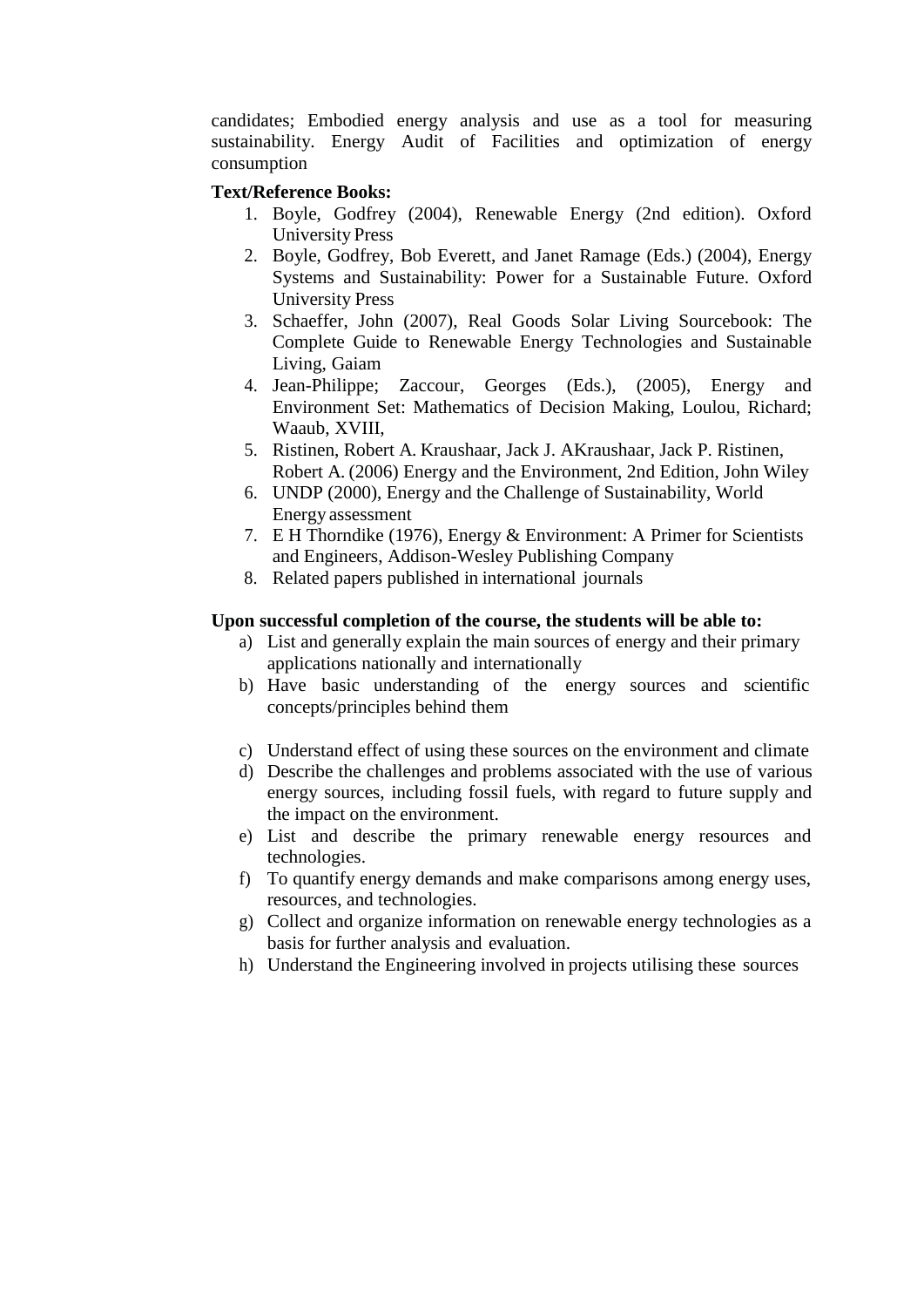candidates; Embodied energy analysis and use as a tool for measuring sustainability. Energy Audit of Facilities and optimization of energy consumption

**Text/Reference Books:**

1. Boyle, Godfrey (2004), Renewable Energy (2nd edition). Oxford University Press
2. Boyle, Godfrey, Bob Everett, and Janet Ramage (Eds.) (2004), Energy Systems and Sustainability: Power for a Sustainable Future. Oxford University Press
3. Schaeffer, John (2007), Real Goods Solar Living Sourcebook: The Complete Guide to Renewable Energy Technologies and Sustainable Living, Gaiam
4. Jean-Philippe; Zaccour, Georges (Eds.), (2005), Energy and Environment Set: Mathematics of Decision Making, Loulou, Richard; Waaub, XVIII,
5. Ristinen, Robert A. Kraushaar, Jack J. AKraushaar, Jack P. Ristinen, Robert A. (2006) Energy and the Environment, 2nd Edition, John Wiley
6. UNDP (2000), Energy and the Challenge of Sustainability, World Energy assessment
7. E H Thorndike (1976), Energy & Environment: A Primer for Scientists and Engineers, Addison-Wesley Publishing Company
8. Related papers published in international journals

**Upon successful completion of the course, the students will be able to:**

a) List and generally explain the main sources of energy and their primary applications nationally and internationally
b) Have basic understanding of the energy sources and scientific concepts/principles behind them
c) Understand effect of using these sources on the environment and climate
d) Describe the challenges and problems associated with the use of various energy sources, including fossil fuels, with regard to future supply and the impact on the environment.
e) List and describe the primary renewable energy resources and technologies.
f) To quantify energy demands and make comparisons among energy uses, resources, and technologies.
g) Collect and organize information on renewable energy technologies as a basis for further analysis and evaluation.
h) Understand the Engineering involved in projects utilising these sources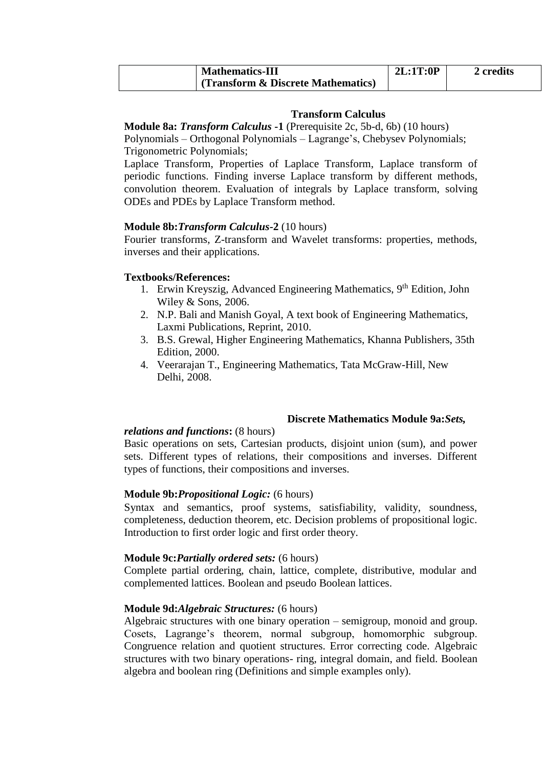| | **Mathematics-III (Transform & Discrete Mathematics)** | **2L:1T:0P** | **2 credits** |
|---|---|---|---|

### Transform Calculus

**Module 8a: *Transform Calculus* -1** (Prerequisite 2c, 5b-d, 6b) (10 hours)
Polynomials – Orthogonal Polynomials – Lagrange's, Chebysev Polynomials; Trigonometric Polynomials;
Laplace Transform, Properties of Laplace Transform, Laplace transform of periodic functions. Finding inverse Laplace transform by different methods, convolution theorem. Evaluation of integrals by Laplace transform, solving ODEs and PDEs by Laplace Transform method.

**Module 8b:*Transform Calculus*-2** (10 hours)
Fourier transforms, Z-transform and Wavelet transforms: properties, methods, inverses and their applications.

**Textbooks/References:**

1. Erwin Kreyszig, Advanced Engineering Mathematics, 9th Edition, John Wiley & Sons, 2006.
2. N.P. Bali and Manish Goyal, A text book of Engineering Mathematics, Laxmi Publications, Reprint, 2010.
3. B.S. Grewal, Higher Engineering Mathematics, Khanna Publishers, 35th Edition, 2000.
4. Veerarajan T., Engineering Mathematics, Tata McGraw-Hill, New Delhi, 2008.

### Discrete Mathematics

**Module 9a:*Sets, relations and functions*:** (8 hours)
Basic operations on sets, Cartesian products, disjoint union (sum), and power sets. Different types of relations, their compositions and inverses. Different types of functions, their compositions and inverses.

**Module 9b:*Propositional Logic:*** (6 hours)
Syntax and semantics, proof systems, satisfiability, validity, soundness, completeness, deduction theorem, etc. Decision problems of propositional logic. Introduction to first order logic and first order theory.

**Module 9c:*Partially ordered sets:*** (6 hours)
Complete partial ordering, chain, lattice, complete, distributive, modular and complemented lattices. Boolean and pseudo Boolean lattices.

**Module 9d:*Algebraic Structures:*** (6 hours)
Algebraic structures with one binary operation – semigroup, monoid and group. Cosets, Lagrange's theorem, normal subgroup, homomorphic subgroup. Congruence relation and quotient structures. Error correcting code. Algebraic structures with two binary operations- ring, integral domain, and field. Boolean algebra and boolean ring (Definitions and simple examples only).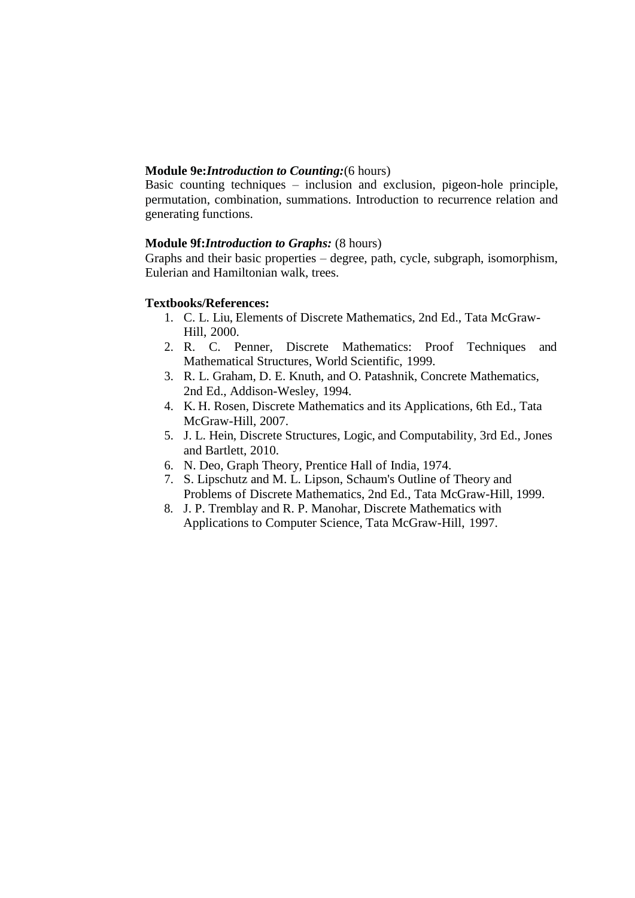**Module 9e:** ***Introduction to Counting:*** (6 hours)
Basic counting techniques – inclusion and exclusion, pigeon-hole principle, permutation, combination, summations. Introduction to recurrence relation and generating functions.

**Module 9f:** ***Introduction to Graphs:*** (8 hours)
Graphs and their basic properties – degree, path, cycle, subgraph, isomorphism, Eulerian and Hamiltonian walk, trees.

**Textbooks/References:**

1. C. L. Liu, Elements of Discrete Mathematics, 2nd Ed., Tata McGraw-Hill, 2000.
2. R. C. Penner, Discrete Mathematics: Proof Techniques and Mathematical Structures, World Scientific, 1999.
3. R. L. Graham, D. E. Knuth, and O. Patashnik, Concrete Mathematics, 2nd Ed., Addison-Wesley, 1994.
4. K. H. Rosen, Discrete Mathematics and its Applications, 6th Ed., Tata McGraw-Hill, 2007.
5. J. L. Hein, Discrete Structures, Logic, and Computability, 3rd Ed., Jones and Bartlett, 2010.
6. N. Deo, Graph Theory, Prentice Hall of India, 1974.
7. S. Lipschutz and M. L. Lipson, Schaum's Outline of Theory and Problems of Discrete Mathematics, 2nd Ed., Tata McGraw-Hill, 1999.
8. J. P. Tremblay and R. P. Manohar, Discrete Mathematics with Applications to Computer Science, Tata McGraw-Hill, 1997.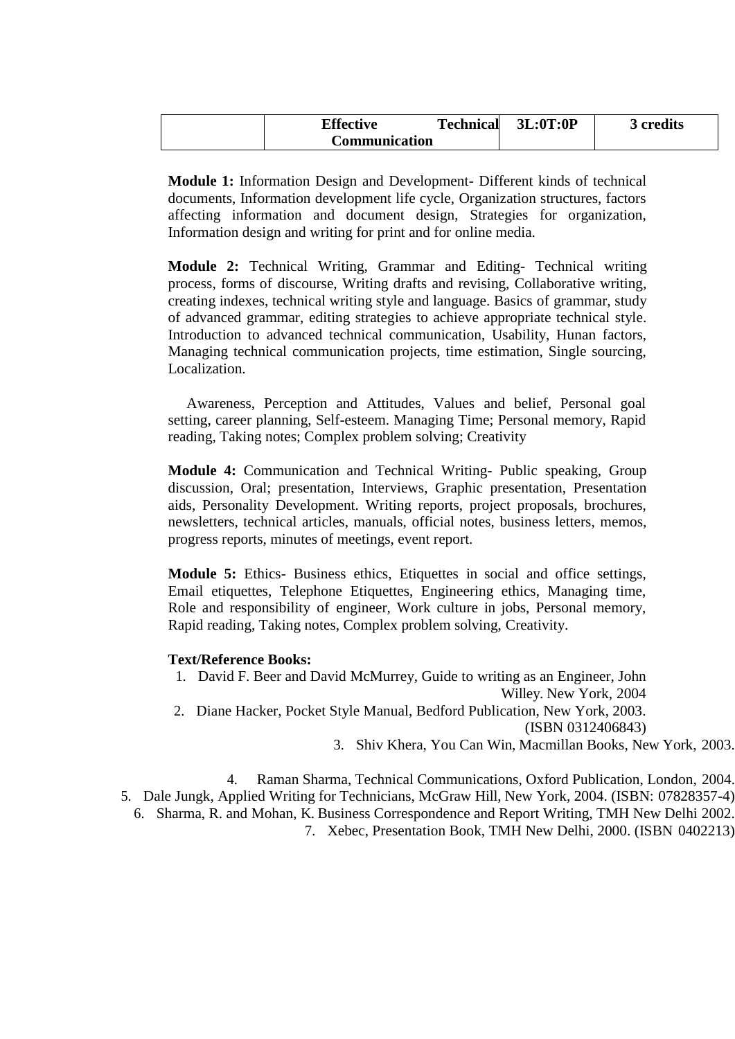|  | **Effective Technical Communication** | **3L:0T:0P** | **3 credits** |
|---|---|---|---|

**Module 1:** Information Design and Development- Different kinds of technical documents, Information development life cycle, Organization structures, factors affecting information and document design, Strategies for organization, Information design and writing for print and for online media.

**Module 2:** Technical Writing, Grammar and Editing- Technical writing process, forms of discourse, Writing drafts and revising, Collaborative writing, creating indexes, technical writing style and language. Basics of grammar, study of advanced grammar, editing strategies to achieve appropriate technical style. Introduction to advanced technical communication, Usability, Hunan factors, Managing technical communication projects, time estimation, Single sourcing, Localization.

Awareness, Perception and Attitudes, Values and belief, Personal goal setting, career planning, Self-esteem. Managing Time; Personal memory, Rapid reading, Taking notes; Complex problem solving; Creativity

**Module 4:** Communication and Technical Writing- Public speaking, Group discussion, Oral; presentation, Interviews, Graphic presentation, Presentation aids, Personality Development. Writing reports, project proposals, brochures, newsletters, technical articles, manuals, official notes, business letters, memos, progress reports, minutes of meetings, event report.

**Module 5:** Ethics- Business ethics, Etiquettes in social and office settings, Email etiquettes, Telephone Etiquettes, Engineering ethics, Managing time, Role and responsibility of engineer, Work culture in jobs, Personal memory, Rapid reading, Taking notes, Complex problem solving, Creativity.

**Text/Reference Books:**

1. David F. Beer and David McMurrey, Guide to writing as an Engineer, John Willey. New York, 2004
2. Diane Hacker, Pocket Style Manual, Bedford Publication, New York, 2003. (ISBN 0312406843)
3. Shiv Khera, You Can Win, Macmillan Books, New York, 2003.
4. Raman Sharma, Technical Communications, Oxford Publication, London, 2004.
5. Dale Jungk, Applied Writing for Technicians, McGraw Hill, New York, 2004. (ISBN: 07828357-4)
6. Sharma, R. and Mohan, K. Business Correspondence and Report Writing, TMH New Delhi 2002.
7. Xebec, Presentation Book, TMH New Delhi, 2000. (ISBN 0402213)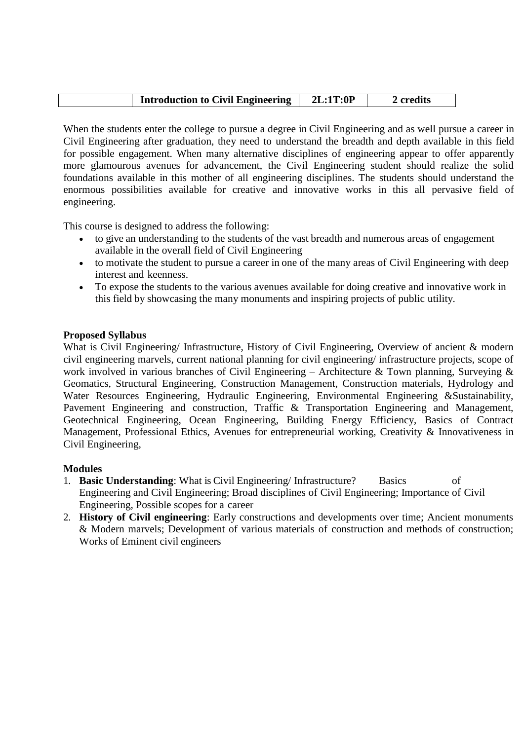| | Introduction to Civil Engineering | 2L:1T:0P | 2 credits |
|---|---|---|---|

When the students enter the college to pursue a degree in Civil Engineering and as well pursue a career in Civil Engineering after graduation, they need to understand the breadth and depth available in this field for possible engagement. When many alternative disciplines of engineering appear to offer apparently more glamourous avenues for advancement, the Civil Engineering student should realize the solid foundations available in this mother of all engineering disciplines. The students should understand the enormous possibilities available for creative and innovative works in this all pervasive field of engineering.

This course is designed to address the following:

- to give an understanding to the students of the vast breadth and numerous areas of engagement available in the overall field of Civil Engineering
- to motivate the student to pursue a career in one of the many areas of Civil Engineering with deep interest and keenness.
- To expose the students to the various avenues available for doing creative and innovative work in this field by showcasing the many monuments and inspiring projects of public utility.

**Proposed Syllabus**

What is Civil Engineering/ Infrastructure, History of Civil Engineering, Overview of ancient & modern civil engineering marvels, current national planning for civil engineering/ infrastructure projects, scope of work involved in various branches of Civil Engineering – Architecture & Town planning, Surveying & Geomatics, Structural Engineering, Construction Management, Construction materials, Hydrology and Water Resources Engineering, Hydraulic Engineering, Environmental Engineering &Sustainability, Pavement Engineering and construction, Traffic & Transportation Engineering and Management, Geotechnical Engineering, Ocean Engineering, Building Energy Efficiency, Basics of Contract Management, Professional Ethics, Avenues for entrepreneurial working, Creativity & Innovativeness in Civil Engineering,

**Modules**

1. **Basic Understanding**: What is Civil Engineering/ Infrastructure? Basics of Engineering and Civil Engineering; Broad disciplines of Civil Engineering; Importance of Civil Engineering, Possible scopes for a career
2. **History of Civil engineering**: Early constructions and developments over time; Ancient monuments & Modern marvels; Development of various materials of construction and methods of construction; Works of Eminent civil engineers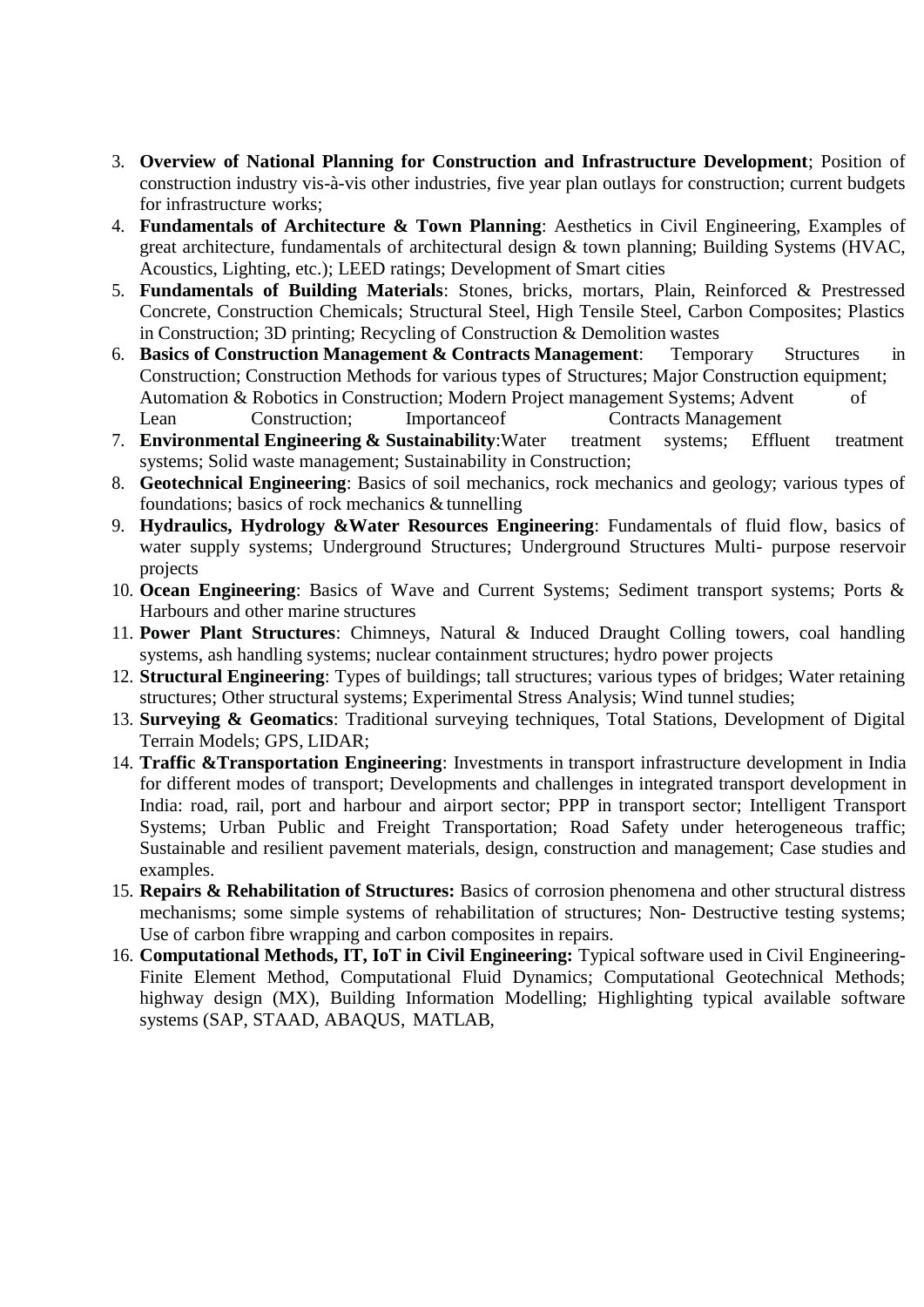3. **Overview of National Planning for Construction and Infrastructure Development**; Position of construction industry vis-à-vis other industries, five year plan outlays for construction; current budgets for infrastructure works;
4. **Fundamentals of Architecture & Town Planning**: Aesthetics in Civil Engineering, Examples of great architecture, fundamentals of architectural design & town planning; Building Systems (HVAC, Acoustics, Lighting, etc.); LEED ratings; Development of Smart cities
5. **Fundamentals of Building Materials**: Stones, bricks, mortars, Plain, Reinforced & Prestressed Concrete, Construction Chemicals; Structural Steel, High Tensile Steel, Carbon Composites; Plastics in Construction; 3D printing; Recycling of Construction & Demolition wastes
6. **Basics of Construction Management & Contracts Management**: Temporary Structures in Construction; Construction Methods for various types of Structures; Major Construction equipment; Automation & Robotics in Construction; Modern Project management Systems; Advent of Lean Construction; Importanceof Contracts Management
7. **Environmental Engineering & Sustainability**:Water treatment systems; Effluent treatment systems; Solid waste management; Sustainability in Construction;
8. **Geotechnical Engineering**: Basics of soil mechanics, rock mechanics and geology; various types of foundations; basics of rock mechanics & tunnelling
9. **Hydraulics, Hydrology &Water Resources Engineering**: Fundamentals of fluid flow, basics of water supply systems; Underground Structures; Underground Structures Multi- purpose reservoir projects
10. **Ocean Engineering**: Basics of Wave and Current Systems; Sediment transport systems; Ports & Harbours and other marine structures
11. **Power Plant Structures**: Chimneys, Natural & Induced Draught Colling towers, coal handling systems, ash handling systems; nuclear containment structures; hydro power projects
12. **Structural Engineering**: Types of buildings; tall structures; various types of bridges; Water retaining structures; Other structural systems; Experimental Stress Analysis; Wind tunnel studies;
13. **Surveying & Geomatics**: Traditional surveying techniques, Total Stations, Development of Digital Terrain Models; GPS, LIDAR;
14. **Traffic &Transportation Engineering**: Investments in transport infrastructure development in India for different modes of transport; Developments and challenges in integrated transport development in India: road, rail, port and harbour and airport sector; PPP in transport sector; Intelligent Transport Systems; Urban Public and Freight Transportation; Road Safety under heterogeneous traffic; Sustainable and resilient pavement materials, design, construction and management; Case studies and examples.
15. **Repairs & Rehabilitation of Structures:** Basics of corrosion phenomena and other structural distress mechanisms; some simple systems of rehabilitation of structures; Non- Destructive testing systems; Use of carbon fibre wrapping and carbon composites in repairs.
16. **Computational Methods, IT, IoT in Civil Engineering:** Typical software used in Civil Engineering- Finite Element Method, Computational Fluid Dynamics; Computational Geotechnical Methods; highway design (MX), Building Information Modelling; Highlighting typical available software systems (SAP, STAAD, ABAQUS, MATLAB,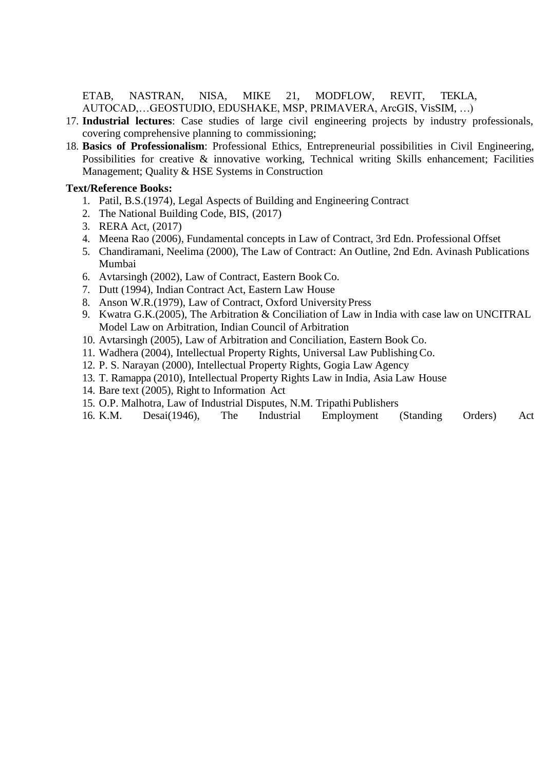ETAB, NASTRAN, NISA, MIKE 21, MODFLOW, REVIT, TEKLA, AUTOCAD,…GEOSTUDIO, EDUSHAKE, MSP, PRIMAVERA, ArcGIS, VisSIM, …)

17. **Industrial lectures**: Case studies of large civil engineering projects by industry professionals, covering comprehensive planning to commissioning;
18. **Basics of Professionalism**: Professional Ethics, Entrepreneurial possibilities in Civil Engineering, Possibilities for creative & innovative working, Technical writing Skills enhancement; Facilities Management; Quality & HSE Systems in Construction

**Text/Reference Books:**

1. Patil, B.S.(1974), Legal Aspects of Building and Engineering Contract
2. The National Building Code, BIS, (2017)
3. RERA Act, (2017)
4. Meena Rao (2006), Fundamental concepts in Law of Contract, 3rd Edn. Professional Offset
5. Chandiramani, Neelima (2000), The Law of Contract: An Outline, 2nd Edn. Avinash Publications Mumbai
6. Avtarsingh (2002), Law of Contract, Eastern Book Co.
7. Dutt (1994), Indian Contract Act, Eastern Law House
8. Anson W.R.(1979), Law of Contract, Oxford University Press
9. Kwatra G.K.(2005), The Arbitration & Conciliation of Law in India with case law on UNCITRAL Model Law on Arbitration, Indian Council of Arbitration
10. Avtarsingh (2005), Law of Arbitration and Conciliation, Eastern Book Co.
11. Wadhera (2004), Intellectual Property Rights, Universal Law Publishing Co.
12. P. S. Narayan (2000), Intellectual Property Rights, Gogia Law Agency
13. T. Ramappa (2010), Intellectual Property Rights Law in India, Asia Law House
14. Bare text (2005), Right to Information Act
15. O.P. Malhotra, Law of Industrial Disputes, N.M. Tripathi Publishers
16. K.M. Desai(1946), The Industrial Employment (Standing Orders) Act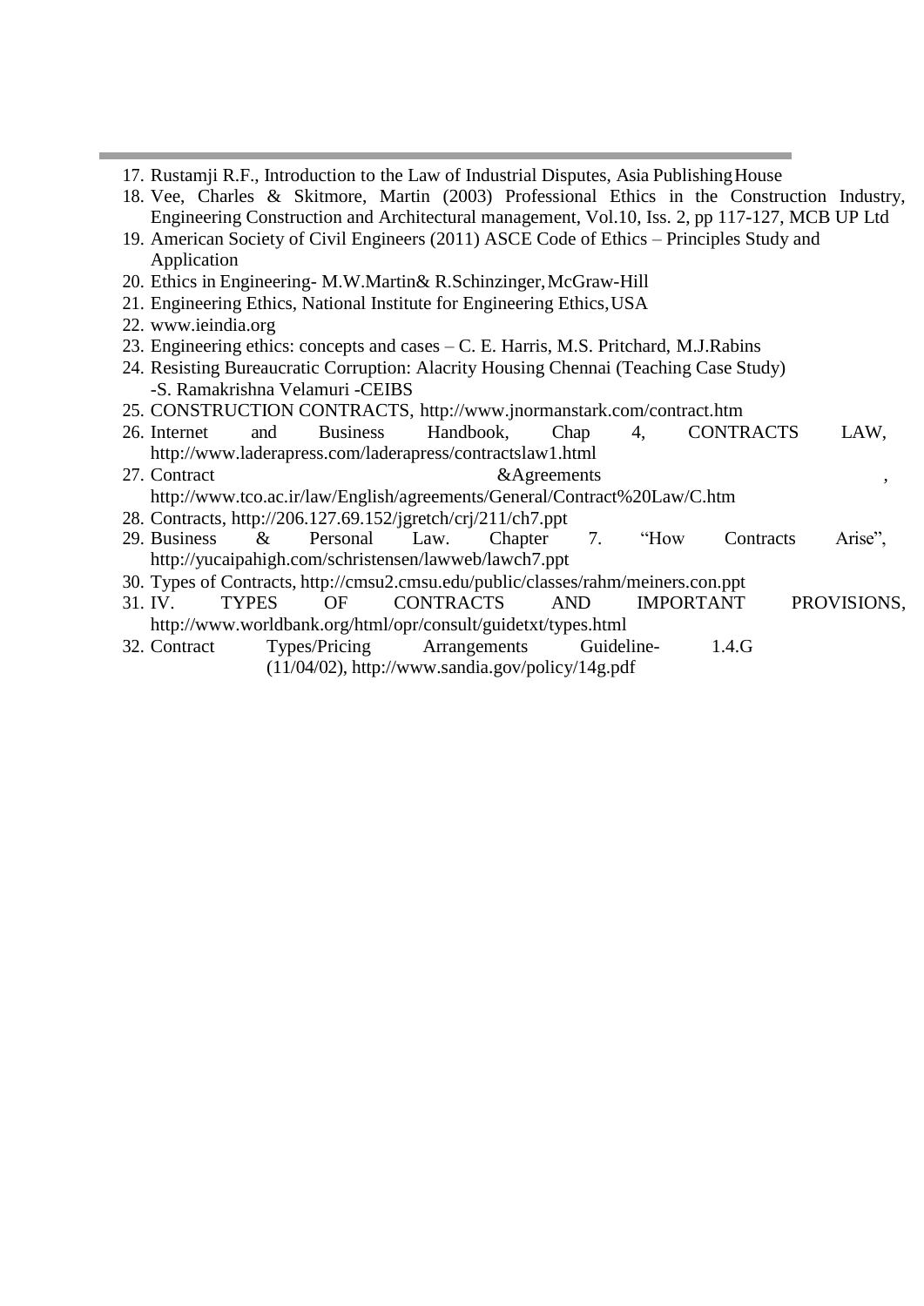17. Rustamji R.F., Introduction to the Law of Industrial Disputes, Asia Publishing House
18. Vee, Charles & Skitmore, Martin (2003) Professional Ethics in the Construction Industry, Engineering Construction and Architectural management, Vol.10, Iss. 2, pp 117-127, MCB UP Ltd
19. American Society of Civil Engineers (2011) ASCE Code of Ethics – Principles Study and Application
20. Ethics in Engineering- M.W.Martin& R.Schinzinger, McGraw-Hill
21. Engineering Ethics, National Institute for Engineering Ethics, USA
22. www.ieindia.org
23. Engineering ethics: concepts and cases – C. E. Harris, M.S. Pritchard, M.J.Rabins
24. Resisting Bureaucratic Corruption: Alacrity Housing Chennai (Teaching Case Study) -S. Ramakrishna Velamuri -CEIBS
25. CONSTRUCTION CONTRACTS, http://www.jnormanstark.com/contract.htm
26. Internet and Business Handbook, Chap 4, CONTRACTS LAW, http://www.laderapress.com/laderapress/contractslaw1.html
27. Contract &Agreements , http://www.tco.ac.ir/law/English/agreements/General/Contract%20Law/C.htm
28. Contracts, http://206.127.69.152/jgretch/crj/211/ch7.ppt
29. Business & Personal Law. Chapter 7. "How Contracts Arise", http://yucaipahigh.com/schristensen/lawweb/lawch7.ppt
30. Types of Contracts, http://cmsu2.cmsu.edu/public/classes/rahm/meiners.con.ppt
31. IV. TYPES OF CONTRACTS AND IMPORTANT PROVISIONS, http://www.worldbank.org/html/opr/consult/guidetxt/types.html
32. Contract Types/Pricing Arrangements Guideline- 1.4.G (11/04/02), http://www.sandia.gov/policy/14g.pdf